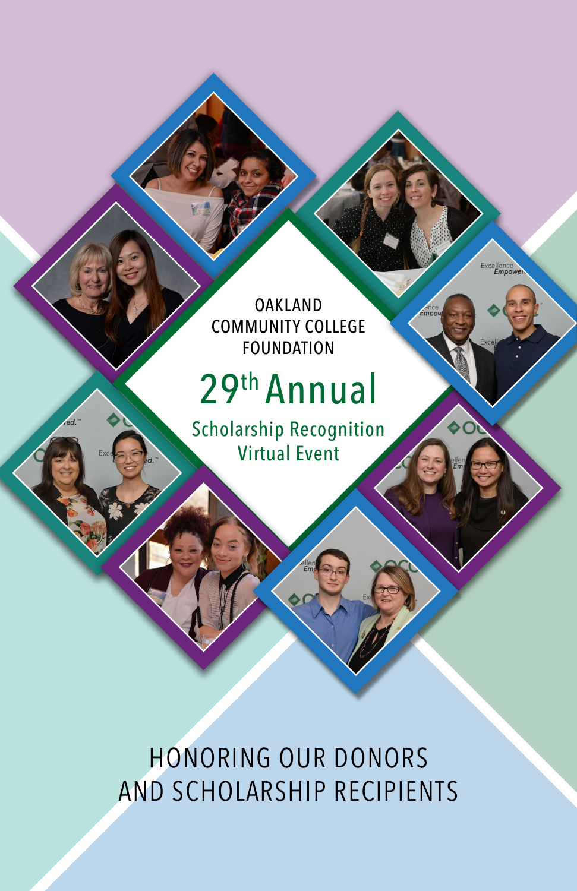OAKLAND COMMUNITY COLLEGE FOUNDATION

# 29th Annual

## Scholarship Recognition Virtual Event

HONORING OUR DONORS AND SCHOLARSHIP RECIPIENTS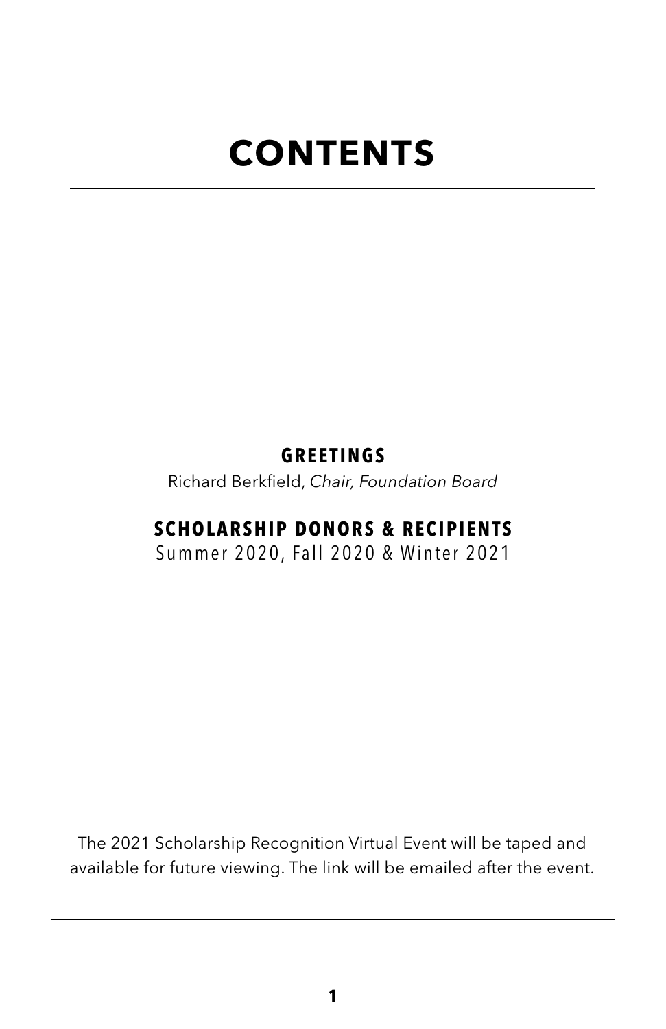# CONTENTS

**GREETINGS**

Richard Berkfield, *Chair, Foundation Board*

**SCHOLARSHIP DONORS & RECIPIENTS**

Summer 2020, Fall 2020 & Winter 2021

The 2021 Scholarship Recognition Virtual Event will be taped and available for future viewing. The link will be emailed after the event.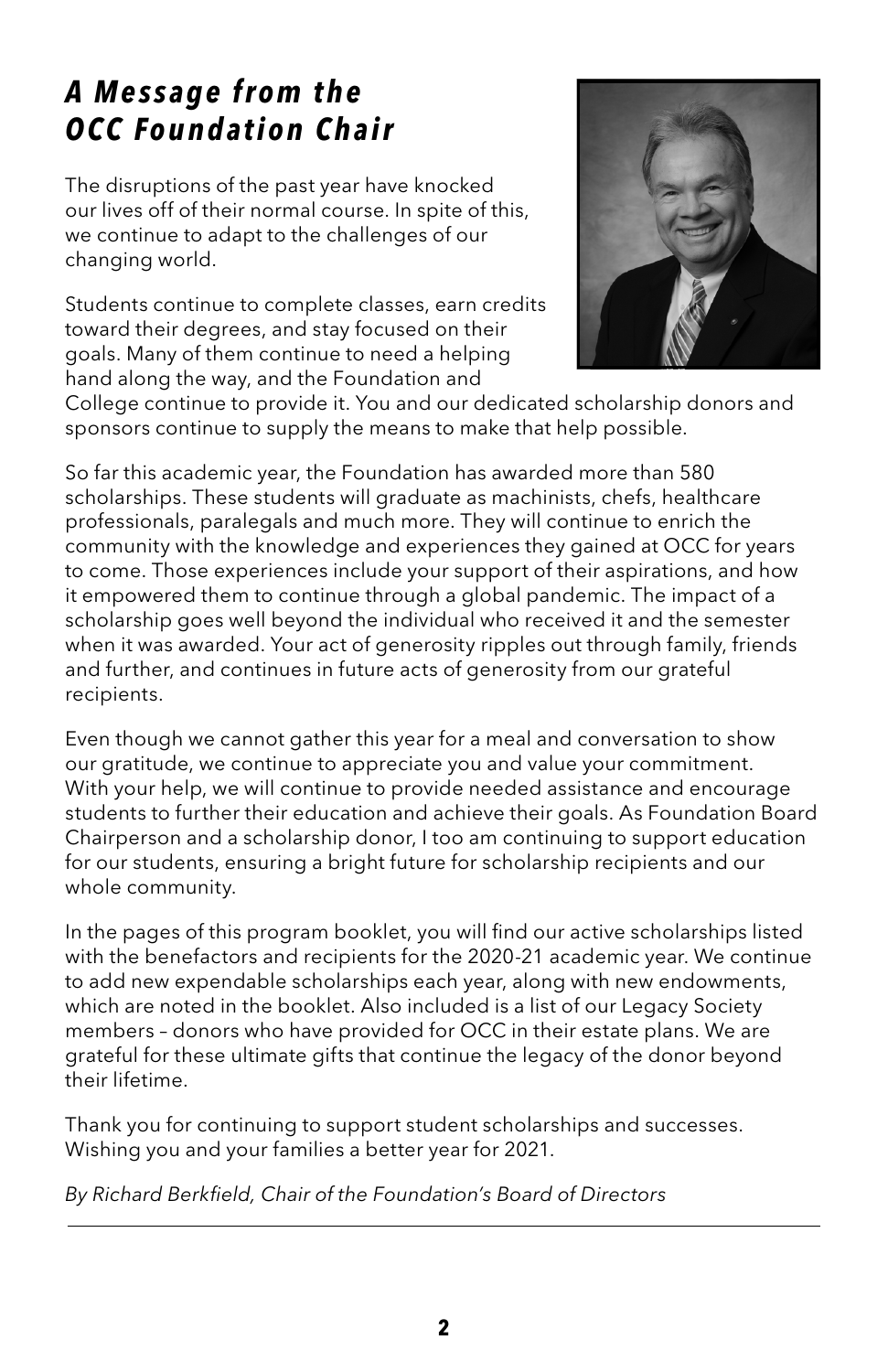# *A Message from the OCC Foundation Chair*

The disruptions of the past year have knocked our lives off of their normal course. In spite of this, we continue to adapt to the challenges of our changing world.

Students continue to complete classes, earn credits toward their degrees, and stay focused on their goals. Many of them continue to need a helping hand along the way, and the Foundation and College continue to provide it. You and our dedicated scholarship donors and sponsors continue to supply the means to make that help possible.

So far this academic year, the Foundation has awarded more than 580 scholarships. These students will graduate as machinists, chefs, healthcare professionals, paralegals and much more. They will continue to enrich the community with the knowledge and experiences they gained at OCC for years to come. Those experiences include your support of their aspirations, and how it empowered them to continue through a global pandemic. The impact of a scholarship goes well beyond the individual who received it and the semester when it was awarded. Your act of generosity ripples out through family, friends and further, and continues in future acts of generosity from our grateful recipients.

Even though we cannot gather this year for a meal and conversation to show our gratitude, we continue to appreciate you and value your commitment. With your help, we will continue to provide needed assistance and encourage students to further their education and achieve their goals. As Foundation Board Chairperson and a scholarship donor, I too am continuing to support education for our students, ensuring a bright future for scholarship recipients and our whole community.

In the pages of this program booklet, you will find our active scholarships listed with the benefactors and recipients for the 2020-21 academic year. We continue to add new expendable scholarships each year, along with new endowments, which are noted in the booklet. Also included is a list of our Legacy Society members – donors who have provided for OCC in their estate plans. We are grateful for these ultimate gifts that continue the legacy of the donor beyond their lifetime.

Thank you for continuing to support student scholarships and successes. Wishing you and your families a better year for 2021.

*By Richard Berkfield, Chair of the Foundation's Board of Directors*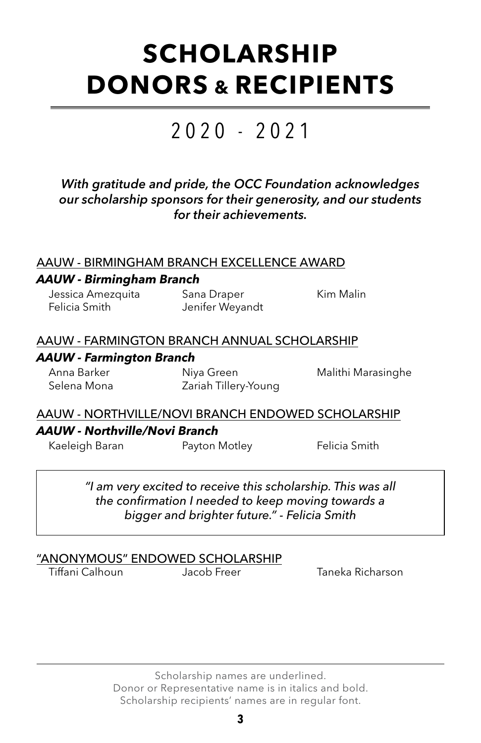# SCHOLARSHIP DONORS & RECIPIENTS

## 2020 - 2021

*With gratitude and pride, the OCC Foundation acknowledges our scholarship sponsors for their generosity, and our students for their achievements.*

<u>AAUW - BIRMINGHAM BRANCH EXCELLENCE AWARD</u>

***AAUW - Birmingham Branch***

Jessica Amezquita, Sana Draper, Kim Malin, Felicia Smith, Jenifer Weyandt

<u>AAUW - FARMINGTON BRANCH ANNUAL SCHOLARSHIP</u>

***AAUW - Farmington Branch***

Anna Barker, Niya Green, Malithi Marasinghe, Selena Mona, Zariah Tillery-Young

<u>AAUW - NORTHVILLE/NOVI BRANCH ENDOWED SCHOLARSHIP</u>

***AAUW - Northville/Novi Branch***

Kaeleigh Baran, Payton Motley, Felicia Smith

> *"I am very excited to receive this scholarship. This was all the confirmation I needed to keep moving towards a bigger and brighter future." - Felicia Smith*

<u>"ANONYMOUS" ENDOWED SCHOLARSHIP</u>

Tiffani Calhoun, Jacob Freer, Taneka Richarson

---

Scholarship names are underlined.
Donor or Representative name is in italics and bold.
Scholarship recipients' names are in regular font.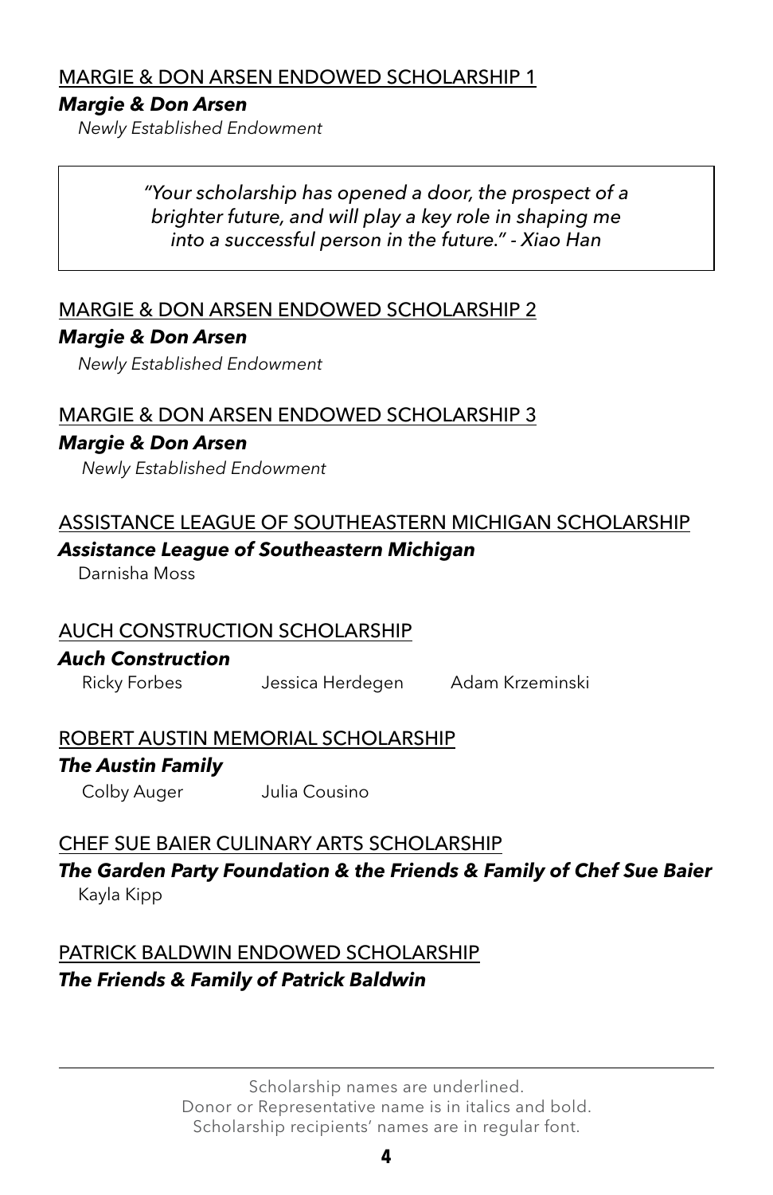<u>MARGIE & DON ARSEN ENDOWED SCHOLARSHIP 1</u>

***Margie & Don Arsen***

*Newly Established Endowment*

> *"Your scholarship has opened a door, the prospect of a brighter future, and will play a key role in shaping me into a successful person in the future." - Xiao Han*

<u>MARGIE & DON ARSEN ENDOWED SCHOLARSHIP 2</u>

***Margie & Don Arsen***

*Newly Established Endowment*

<u>MARGIE & DON ARSEN ENDOWED SCHOLARSHIP 3</u>

***Margie & Don Arsen***

*Newly Established Endowment*

<u>ASSISTANCE LEAGUE OF SOUTHEASTERN MICHIGAN SCHOLARSHIP</u>

***Assistance League of Southeastern Michigan***

Darnisha Moss

<u>AUCH CONSTRUCTION SCHOLARSHIP</u>

***Auch Construction***

Ricky Forbes Jessica Herdegen Adam Krzeminski

<u>ROBERT AUSTIN MEMORIAL SCHOLARSHIP</u>

***The Austin Family***

Colby Auger Julia Cousino

<u>CHEF SUE BAIER CULINARY ARTS SCHOLARSHIP</u>

***The Garden Party Foundation & the Friends & Family of Chef Sue Baier***

Kayla Kipp

<u>PATRICK BALDWIN ENDOWED SCHOLARSHIP</u>

***The Friends & Family of Patrick Baldwin***

---

Scholarship names are underlined.
Donor or Representative name is in italics and bold.
Scholarship recipients' names are in regular font.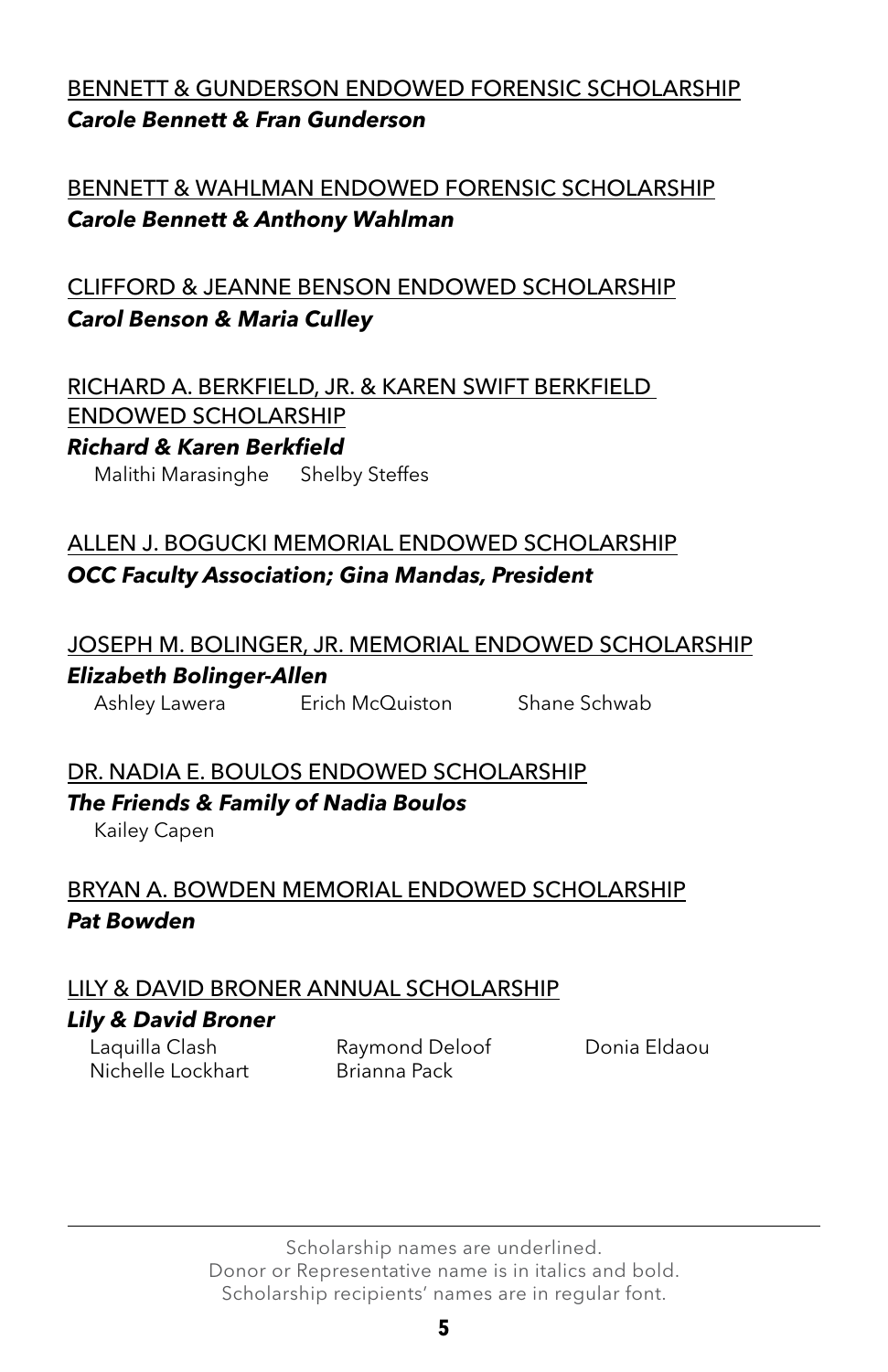BENNETT & GUNDERSON ENDOWED FORENSIC SCHOLARSHIP
***Carole Bennett & Fran Gunderson***

BENNETT & WAHLMAN ENDOWED FORENSIC SCHOLARSHIP
***Carole Bennett & Anthony Wahlman***

CLIFFORD & JEANNE BENSON ENDOWED SCHOLARSHIP
***Carol Benson & Maria Culley***

RICHARD A. BERKFIELD, JR. & KAREN SWIFT BERKFIELD ENDOWED SCHOLARSHIP
***Richard & Karen Berkfield***
Malithi Marasinghe    Shelby Steffes

ALLEN J. BOGUCKI MEMORIAL ENDOWED SCHOLARSHIP
***OCC Faculty Association; Gina Mandas, President***

JOSEPH M. BOLINGER, JR. MEMORIAL ENDOWED SCHOLARSHIP
***Elizabeth Bolinger-Allen***
Ashley Lawera    Erich McQuiston    Shane Schwab

DR. NADIA E. BOULOS ENDOWED SCHOLARSHIP
***The Friends & Family of Nadia Boulos***
Kailey Capen

BRYAN A. BOWDEN MEMORIAL ENDOWED SCHOLARSHIP
***Pat Bowden***

LILY & DAVID BRONER ANNUAL SCHOLARSHIP
***Lily & David Broner***
Laquilla Clash    Raymond Deloof    Donia Eldaou
Nichelle Lockhart    Brianna Pack

---

Scholarship names are underlined.
Donor or Representative name is in italics and bold.
Scholarship recipients' names are in regular font.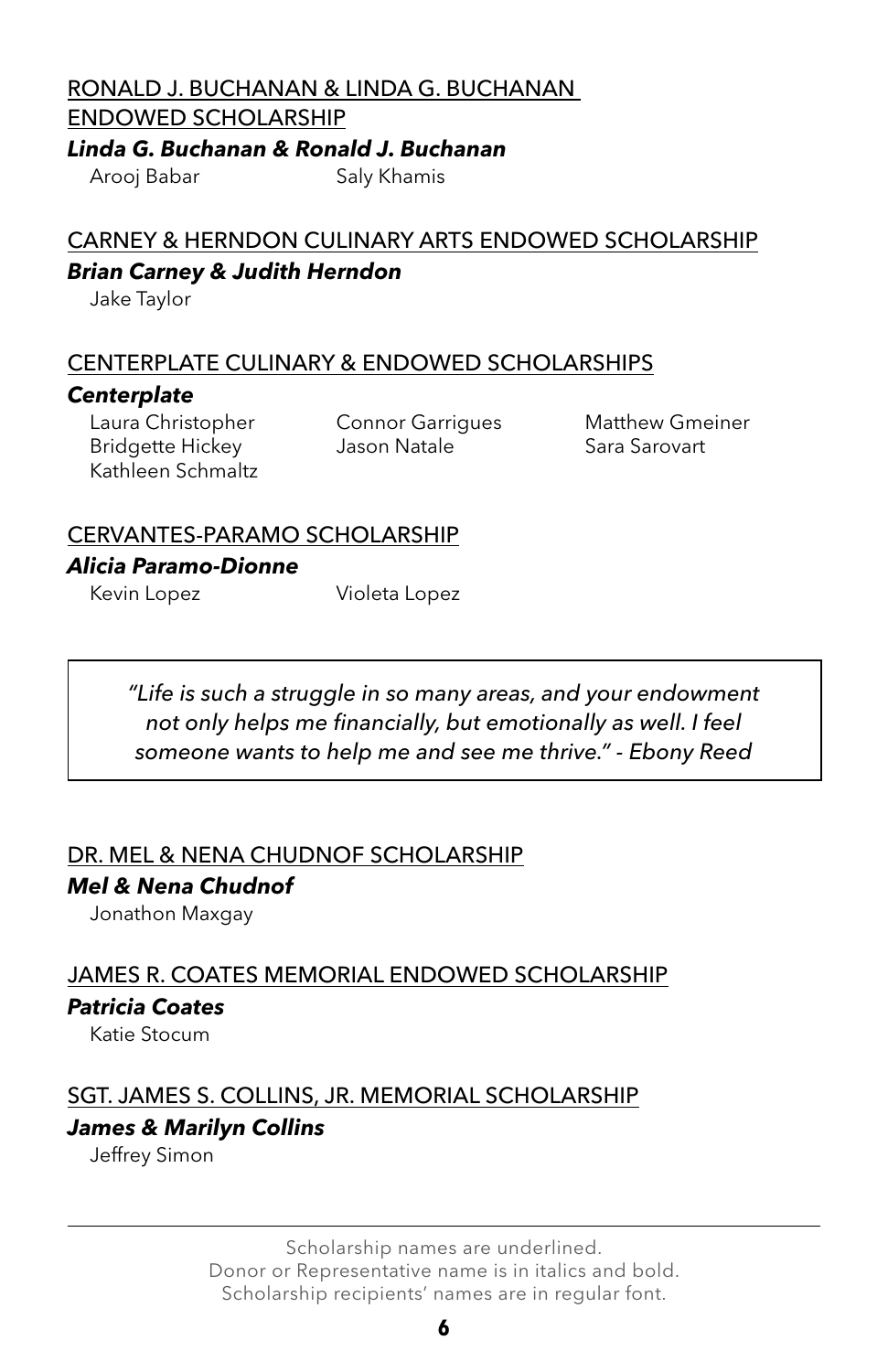<u>RONALD J. BUCHANAN & LINDA G. BUCHANAN ENDOWED SCHOLARSHIP</u>

***Linda G. Buchanan & Ronald J. Buchanan***

Arooj Babar
Saly Khamis

<u>CARNEY & HERNDON CULINARY ARTS ENDOWED SCHOLARSHIP</u>

***Brian Carney & Judith Herndon***

Jake Taylor

<u>CENTERPLATE CULINARY & ENDOWED SCHOLARSHIPS</u>

***Centerplate***

Laura Christopher
Connor Garrigues
Matthew Gmeiner
Bridgette Hickey
Jason Natale
Sara Sarovart
Kathleen Schmaltz

<u>CERVANTES-PARAMO SCHOLARSHIP</u>

***Alicia Paramo-Dionne***

Kevin Lopez
Violeta Lopez

> *"Life is such a struggle in so many areas, and your endowment not only helps me financially, but emotionally as well. I feel someone wants to help me and see me thrive." - Ebony Reed*

<u>DR. MEL & NENA CHUDNOF SCHOLARSHIP</u>

***Mel & Nena Chudnof***

Jonathon Maxgay

<u>JAMES R. COATES MEMORIAL ENDOWED SCHOLARSHIP</u>

***Patricia Coates***

Katie Stocum

<u>SGT. JAMES S. COLLINS, JR. MEMORIAL SCHOLARSHIP</u>

***James & Marilyn Collins***

Jeffrey Simon

---

Scholarship names are underlined.
Donor or Representative name is in italics and bold.
Scholarship recipients' names are in regular font.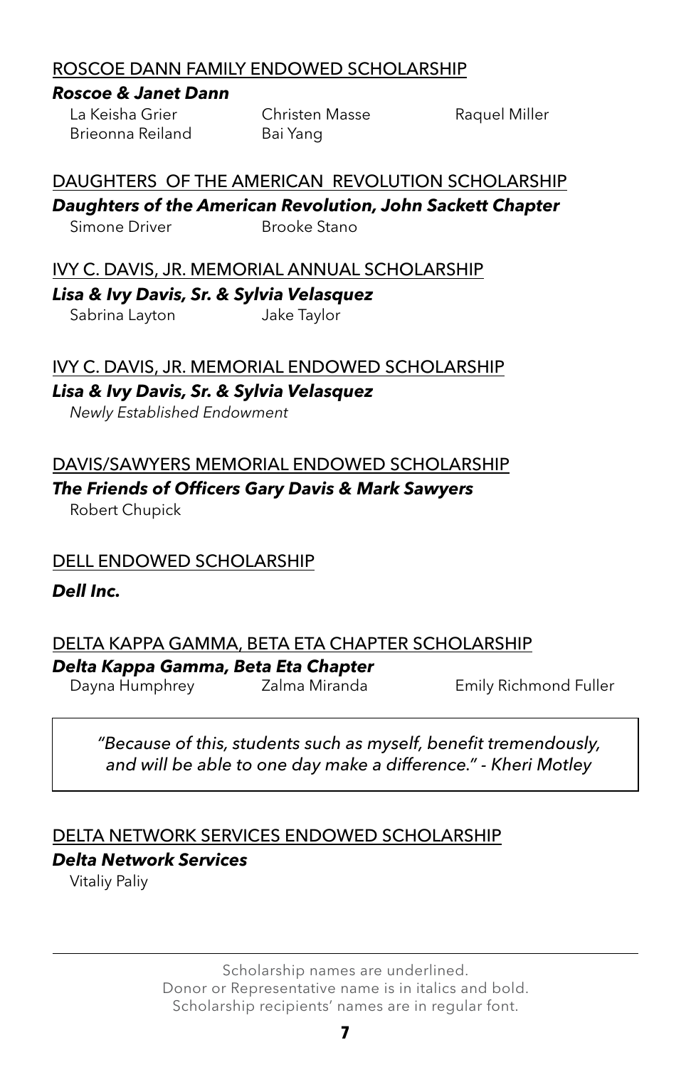<u>ROSCOE DANN FAMILY ENDOWED SCHOLARSHIP</u>

***Roscoe & Janet Dann***

La Keisha Grier
Christen Masse
Raquel Miller
Brieonna Reiland
Bai Yang

<u>DAUGHTERS OF THE AMERICAN REVOLUTION SCHOLARSHIP</u>

***Daughters of the American Revolution, John Sackett Chapter***

Simone Driver
Brooke Stano

<u>IVY C. DAVIS, JR. MEMORIAL ANNUAL SCHOLARSHIP</u>

***Lisa & Ivy Davis, Sr. & Sylvia Velasquez***

Sabrina Layton
Jake Taylor

<u>IVY C. DAVIS, JR. MEMORIAL ENDOWED SCHOLARSHIP</u>

***Lisa & Ivy Davis, Sr. & Sylvia Velasquez***

*Newly Established Endowment*

<u>DAVIS/SAWYERS MEMORIAL ENDOWED SCHOLARSHIP</u>

***The Friends of Officers Gary Davis & Mark Sawyers***

Robert Chupick

<u>DELL ENDOWED SCHOLARSHIP</u>

***Dell Inc.***

<u>DELTA KAPPA GAMMA, BETA ETA CHAPTER SCHOLARSHIP</u>

***Delta Kappa Gamma, Beta Eta Chapter***

Dayna Humphrey
Zalma Miranda
Emily Richmond Fuller

> *"Because of this, students such as myself, benefit tremendously, and will be able to one day make a difference." - Kheri Motley*

<u>DELTA NETWORK SERVICES ENDOWED SCHOLARSHIP</u>

***Delta Network Services***

Vitaliy Paliy

---

Scholarship names are underlined.
Donor or Representative name is in italics and bold.
Scholarship recipients' names are in regular font.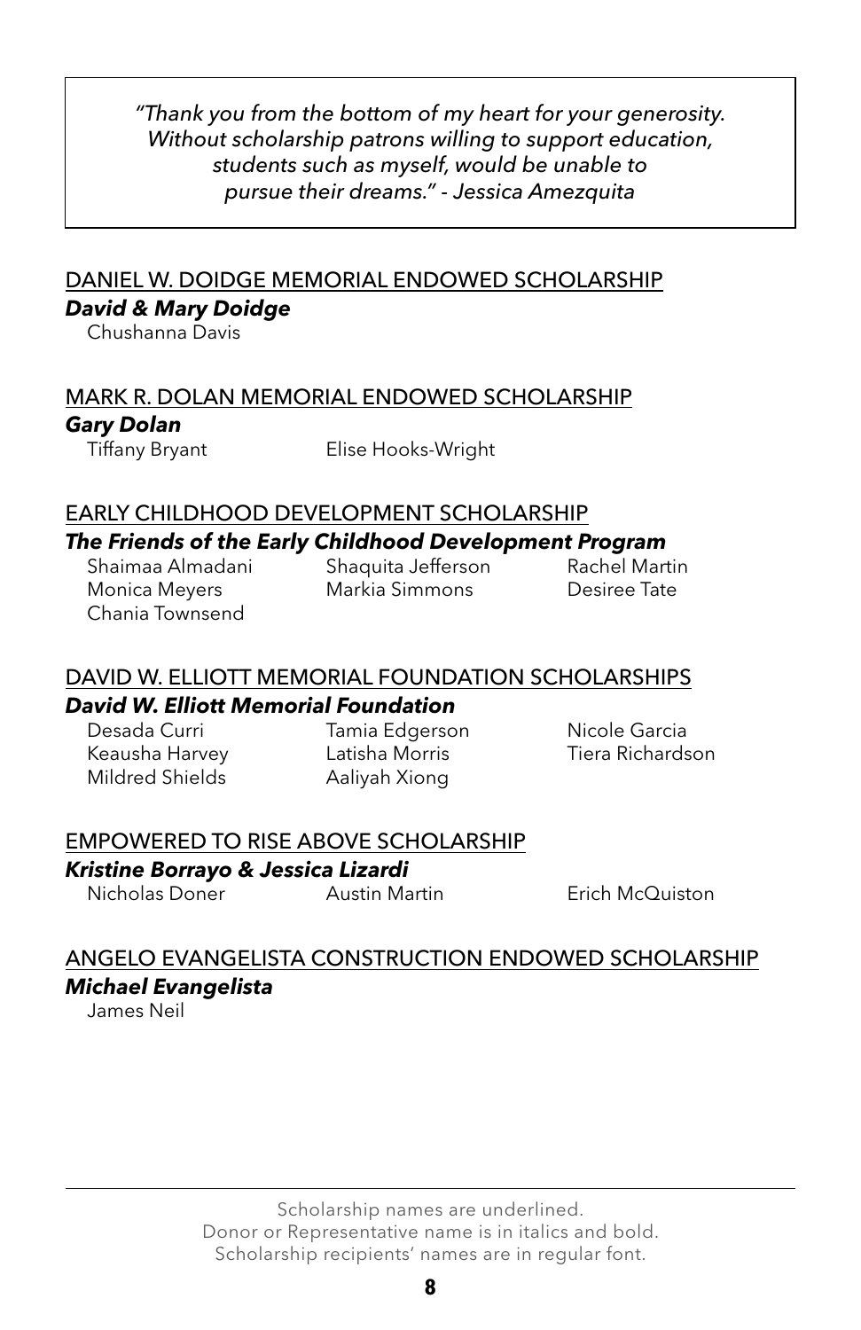> *"Thank you from the bottom of my heart for your generosity. Without scholarship patrons willing to support education, students such as myself, would be unable to pursue their dreams." - Jessica Amezquita*

<u>DANIEL W. DOIDGE MEMORIAL ENDOWED SCHOLARSHIP</u>

***David & Mary Doidge***

Chushanna Davis

<u>MARK R. DOLAN MEMORIAL ENDOWED SCHOLARSHIP</u>

***Gary Dolan***

Tiffany Bryant
Elise Hooks-Wright

<u>EARLY CHILDHOOD DEVELOPMENT SCHOLARSHIP</u>

***The Friends of the Early Childhood Development Program***

Shaimaa Almadani
Shaquita Jefferson
Rachel Martin
Monica Meyers
Markia Simmons
Desiree Tate
Chania Townsend

<u>DAVID W. ELLIOTT MEMORIAL FOUNDATION SCHOLARSHIPS</u>

***David W. Elliott Memorial Foundation***

Desada Curri
Tamia Edgerson
Nicole Garcia
Keausha Harvey
Latisha Morris
Tiera Richardson
Mildred Shields
Aaliyah Xiong

<u>EMPOWERED TO RISE ABOVE SCHOLARSHIP</u>

***Kristine Borrayo & Jessica Lizardi***

Nicholas Doner
Austin Martin
Erich McQuiston

<u>ANGELO EVANGELISTA CONSTRUCTION ENDOWED SCHOLARSHIP</u>

***Michael Evangelista***

James Neil

---

Scholarship names are underlined.
Donor or Representative name is in italics and bold.
Scholarship recipients' names are in regular font.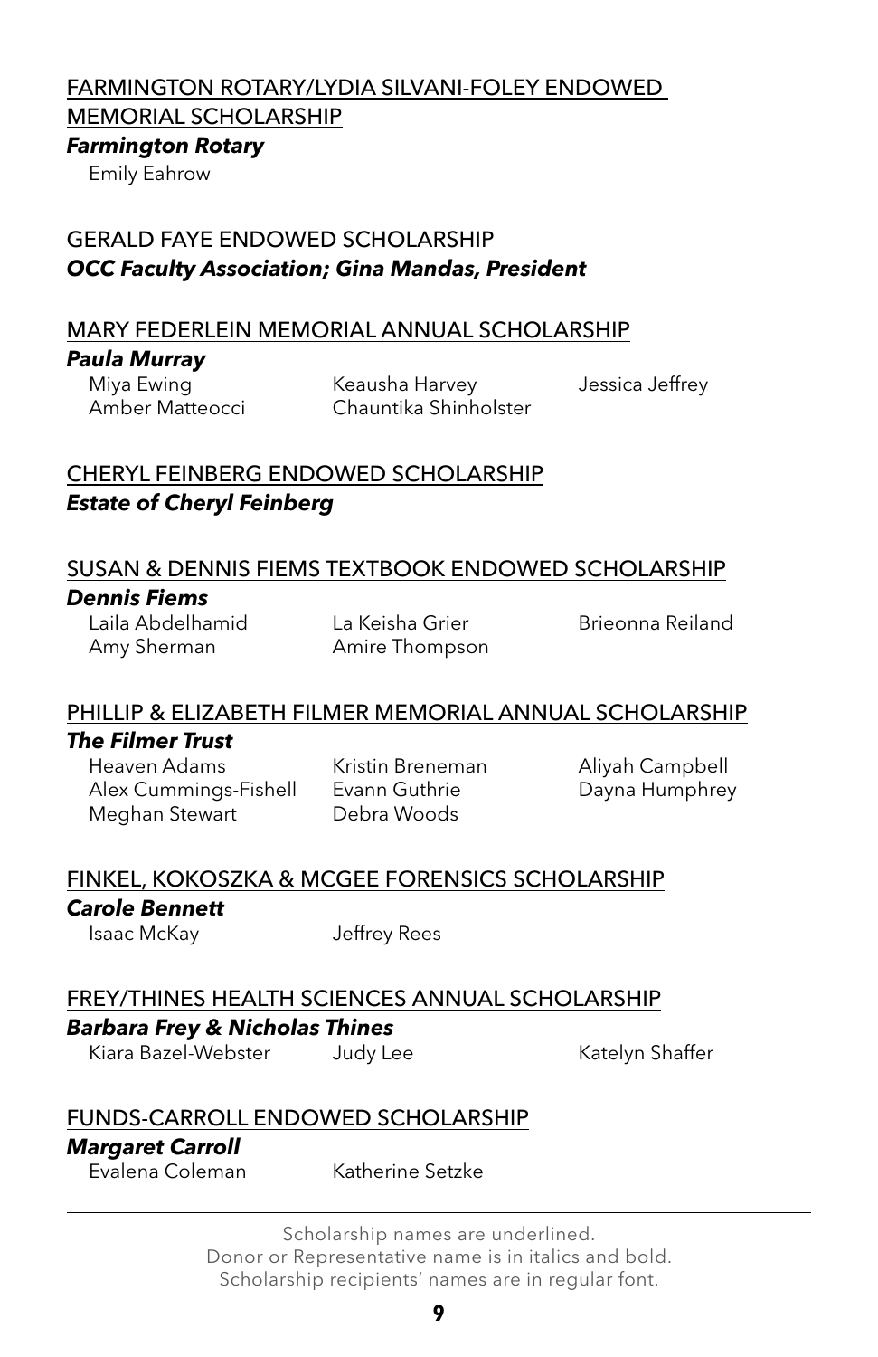<u>FARMINGTON ROTARY/LYDIA SILVANI-FOLEY ENDOWED MEMORIAL SCHOLARSHIP</u>

***Farmington Rotary***

Emily Eahrow

<u>GERALD FAYE ENDOWED SCHOLARSHIP</u>

***OCC Faculty Association; Gina Mandas, President***

<u>MARY FEDERLEIN MEMORIAL ANNUAL SCHOLARSHIP</u>

***Paula Murray***

Miya Ewing
Keausha Harvey
Jessica Jeffrey
Amber Matteocci
Chauntika Shinholster

<u>CHERYL FEINBERG ENDOWED SCHOLARSHIP</u>

***Estate of Cheryl Feinberg***

<u>SUSAN & DENNIS FIEMS TEXTBOOK ENDOWED SCHOLARSHIP</u>

***Dennis Fiems***

Laila Abdelhamid
La Keisha Grier
Brieonna Reiland
Amy Sherman
Amire Thompson

<u>PHILLIP & ELIZABETH FILMER MEMORIAL ANNUAL SCHOLARSHIP</u>

***The Filmer Trust***

Heaven Adams
Kristin Breneman
Aliyah Campbell
Alex Cummings-Fishell
Evann Guthrie
Dayna Humphrey
Meghan Stewart
Debra Woods

<u>FINKEL, KOKOSZKA & MCGEE FORENSICS SCHOLARSHIP</u>

***Carole Bennett***

Isaac McKay
Jeffrey Rees

<u>FREY/THINES HEALTH SCIENCES ANNUAL SCHOLARSHIP</u>

***Barbara Frey & Nicholas Thines***

Kiara Bazel-Webster
Judy Lee
Katelyn Shaffer

<u>FUNDS-CARROLL ENDOWED SCHOLARSHIP</u>

***Margaret Carroll***

Evalena Coleman
Katherine Setzke

---

Scholarship names are underlined.
Donor or Representative name is in italics and bold.
Scholarship recipients' names are in regular font.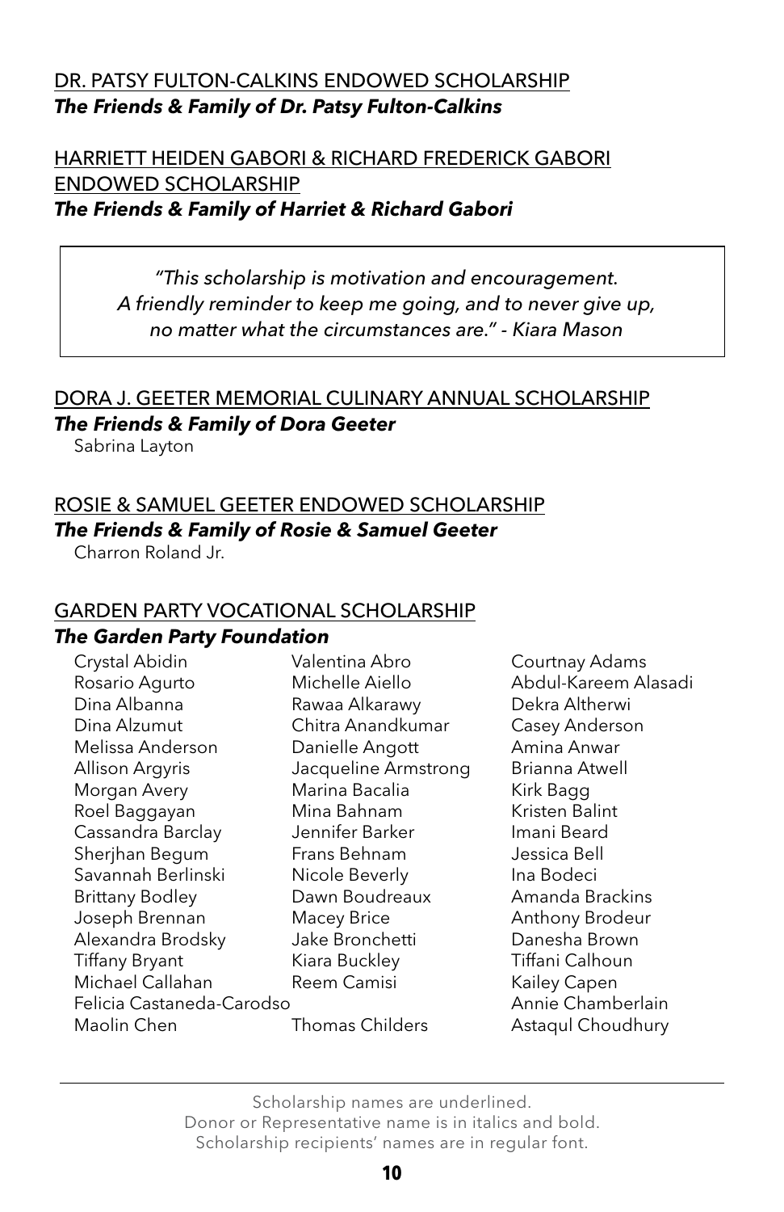<u>DR. PATSY FULTON-CALKINS ENDOWED SCHOLARSHIP</u>

***The Friends & Family of Dr. Patsy Fulton-Calkins***

<u>HARRIETT HEIDEN GABORI & RICHARD FREDERICK GABORI ENDOWED SCHOLARSHIP</u>

***The Friends & Family of Harriet & Richard Gabori***

> *"This scholarship is motivation and encouragement. A friendly reminder to keep me going, and to never give up, no matter what the circumstances are." - Kiara Mason*

<u>DORA J. GEETER MEMORIAL CULINARY ANNUAL SCHOLARSHIP</u>

***The Friends & Family of Dora Geeter***

Sabrina Layton

<u>ROSIE & SAMUEL GEETER ENDOWED SCHOLARSHIP</u>

***The Friends & Family of Rosie & Samuel Geeter***

Charron Roland Jr.

<u>GARDEN PARTY VOCATIONAL SCHOLARSHIP</u>

***The Garden Party Foundation***

Crystal Abidin
Valentina Abro
Courtnay Adams
Rosario Agurto
Michelle Aiello
Abdul-Kareem Alasadi
Dina Albanna
Rawaa Alkarawy
Dekra Altherwi
Dina Alzumut
Chitra Anandkumar
Casey Anderson
Melissa Anderson
Danielle Angott
Amina Anwar
Allison Argyris
Jacqueline Armstrong
Brianna Atwell
Morgan Avery
Marina Bacalia
Kirk Bagg
Roel Baggayan
Mina Bahnam
Kristen Balint
Cassandra Barclay
Jennifer Barker
Imani Beard
Sherjhan Begum
Frans Behnam
Jessica Bell
Savannah Berlinski
Nicole Beverly
Ina Bodeci
Brittany Bodley
Dawn Boudreaux
Amanda Brackins
Joseph Brennan
Macey Brice
Anthony Brodeur
Alexandra Brodsky
Jake Bronchetti
Danesha Brown
Tiffany Bryant
Kiara Buckley
Tiffani Calhoun
Michael Callahan
Reem Camisi
Kailey Capen
Felicia Castaneda-Carodso
Annie Chamberlain
Maolin Chen
Thomas Childers
Astaqul Choudhury

---

Scholarship names are underlined.
Donor or Representative name is in italics and bold.
Scholarship recipients' names are in regular font.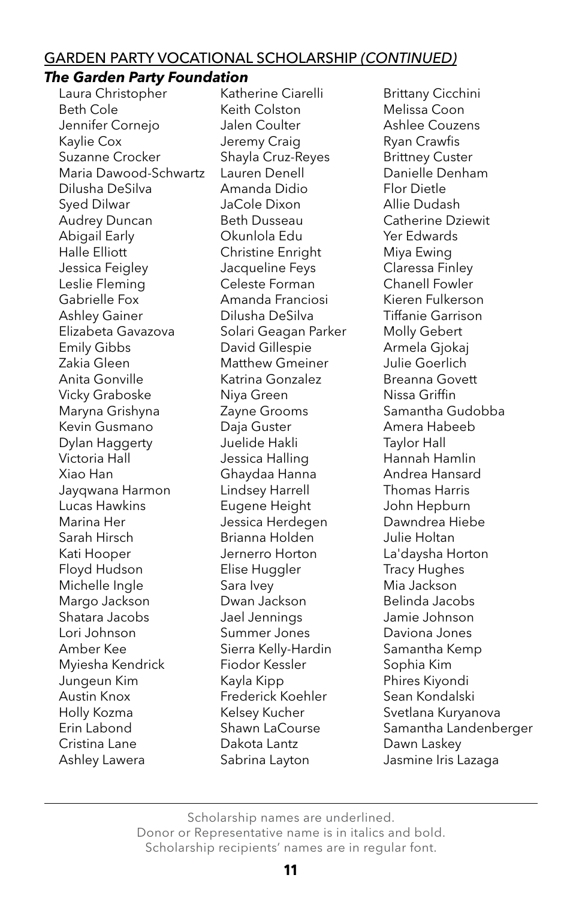## <u>GARDEN PARTY VOCATIONAL SCHOLARSHIP *(CONTINUED)*</u>

***The Garden Party Foundation***

Laura Christopher
Beth Cole
Jennifer Cornejo
Kaylie Cox
Suzanne Crocker
Maria Dawood-Schwartz
Dilusha DeSilva
Syed Dilwar
Audrey Duncan
Abigail Early
Halle Elliott
Jessica Feigley
Leslie Fleming
Gabrielle Fox
Ashley Gainer
Elizabeta Gavazova
Emily Gibbs
Zakia Gleen
Anita Gonville
Vicky Graboske
Maryna Grishyna
Kevin Gusmano
Dylan Haggerty
Victoria Hall
Xiao Han
Jayqwana Harmon
Lucas Hawkins
Marina Her
Sarah Hirsch
Kati Hooper
Floyd Hudson
Michelle Ingle
Margo Jackson
Shatara Jacobs
Lori Johnson
Amber Kee
Myiesha Kendrick
Jungeun Kim
Austin Knox
Holly Kozma
Erin Labond
Cristina Lane
Ashley Lawera
Katherine Ciarelli
Keith Colston
Jalen Coulter
Jeremy Craig
Shayla Cruz-Reyes
Lauren Denell
Amanda Didio
JaCole Dixon
Beth Dusseau
Okunlola Edu
Christine Enright
Jacqueline Feys
Celeste Forman
Amanda Franciosi
Dilusha DeSilva
Solari Geagan Parker
David Gillespie
Matthew Gmeiner
Katrina Gonzalez
Niya Green
Zayne Grooms
Daja Guster
Juelide Hakli
Jessica Halling
Ghaydaa Hanna
Lindsey Harrell
Eugene Height
Jessica Herdegen
Brianna Holden
Jernerro Horton
Elise Huggler
Sara Ivey
Dwan Jackson
Jael Jennings
Summer Jones
Sierra Kelly-Hardin
Fiodor Kessler
Kayla Kipp
Frederick Koehler
Kelsey Kucher
Shawn LaCourse
Dakota Lantz
Sabrina Layton
Brittany Cicchini
Melissa Coon
Ashlee Couzens
Ryan Crawfis
Brittney Custer
Danielle Denham
Flor Dietle
Allie Dudash
Catherine Dziewit
Yer Edwards
Miya Ewing
Claressa Finley
Chanell Fowler
Kieren Fulkerson
Tiffanie Garrison
Molly Gebert
Armela Gjokaj
Julie Goerlich
Breanna Govett
Nissa Griffin
Samantha Gudobba
Amera Habeeb
Taylor Hall
Hannah Hamlin
Andrea Hansard
Thomas Harris
John Hepburn
Dawndrea Hiebe
Julie Holtan
La'daysha Horton
Tracy Hughes
Mia Jackson
Belinda Jacobs
Jamie Johnson
Daviona Jones
Samantha Kemp
Sophia Kim
Phires Kiyondi
Sean Kondalski
Svetlana Kuryanova
Samantha Landenberger
Dawn Laskey
Jasmine Iris Lazaga

---

Scholarship names are underlined.
Donor or Representative name is in italics and bold.
Scholarship recipients' names are in regular font.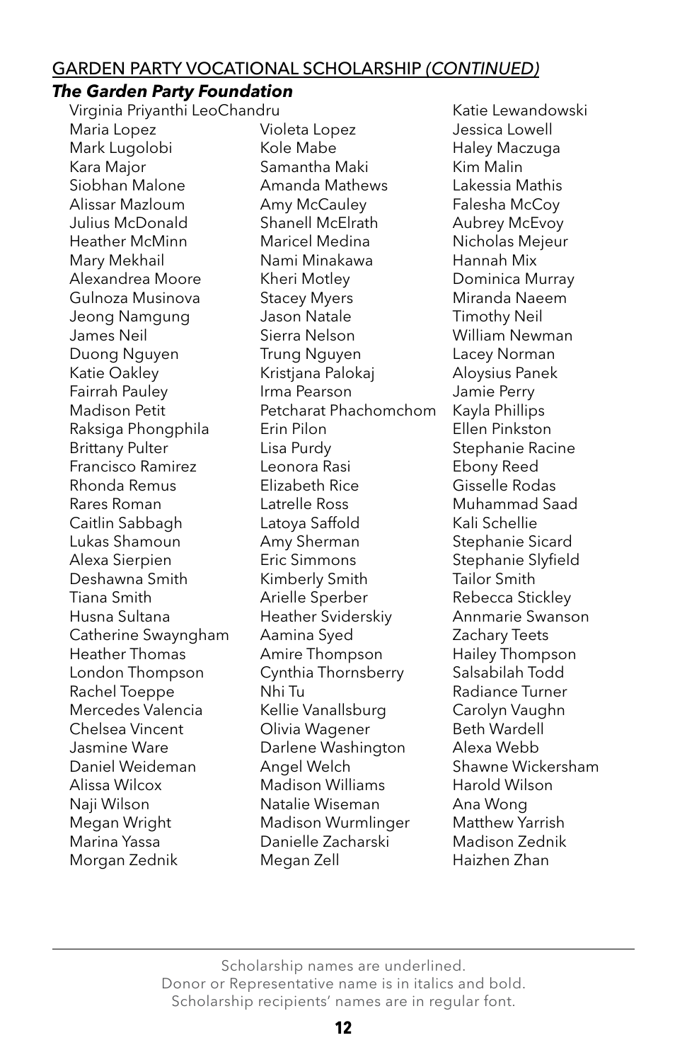GARDEN PARTY VOCATIONAL SCHOLARSHIP *(CONTINUED)*

***The Garden Party Foundation***

Virginia Priyanthi LeoChandru
Maria Lopez
Mark Lugolobi
Kara Major
Siobhan Malone
Alissar Mazloum
Julius McDonald
Heather McMinn
Mary Mekhail
Alexandrea Moore
Gulnoza Musinova
Jeong Namgung
James Neil
Duong Nguyen
Katie Oakley
Fairrah Pauley
Madison Petit
Raksiga Phongphila
Brittany Pulter
Francisco Ramirez
Rhonda Remus
Rares Roman
Caitlin Sabbagh
Lukas Shamoun
Alexa Sierpien
Deshawna Smith
Tiana Smith
Husna Sultana
Catherine Swayngham
Heather Thomas
London Thompson
Rachel Toeppe
Mercedes Valencia
Chelsea Vincent
Jasmine Ware
Daniel Weideman
Alissa Wilcox
Naji Wilson
Megan Wright
Marina Yassa
Morgan Zednik
Violeta Lopez
Kole Mabe
Samantha Maki
Amanda Mathews
Amy McCauley
Shanell McElrath
Maricel Medina
Nami Minakawa
Kheri Motley
Stacey Myers
Jason Natale
Sierra Nelson
Trung Nguyen
Kristjana Palokaj
Irma Pearson
Petcharat Phachomchom
Erin Pilon
Lisa Purdy
Leonora Rasi
Elizabeth Rice
Latrelle Ross
Latoya Saffold
Amy Sherman
Eric Simmons
Kimberly Smith
Arielle Sperber
Heather Sviderskiy
Aamina Syed
Amire Thompson
Cynthia Thornsberry
Nhi Tu
Kellie Vanallsburg
Olivia Wagener
Darlene Washington
Angel Welch
Madison Williams
Natalie Wiseman
Madison Wurmlinger
Danielle Zacharski
Megan Zell
Katie Lewandowski
Jessica Lowell
Haley Maczuga
Kim Malin
Lakessia Mathis
Falesha McCoy
Aubrey McEvoy
Nicholas Mejeur
Hannah Mix
Dominica Murray
Miranda Naeem
Timothy Neil
William Newman
Lacey Norman
Aloysius Panek
Jamie Perry
Kayla Phillips
Ellen Pinkston
Stephanie Racine
Ebony Reed
Gisselle Rodas
Muhammad Saad
Kali Schellie
Stephanie Sicard
Stephanie Slyfield
Tailor Smith
Rebecca Stickley
Annmarie Swanson
Zachary Teets
Hailey Thompson
Salsabilah Todd
Radiance Turner
Carolyn Vaughn
Beth Wardell
Alexa Webb
Shawne Wickersham
Harold Wilson
Ana Wong
Matthew Yarrish
Madison Zednik
Haizhen Zhan

---

Scholarship names are underlined.
Donor or Representative name is in italics and bold.
Scholarship recipients' names are in regular font.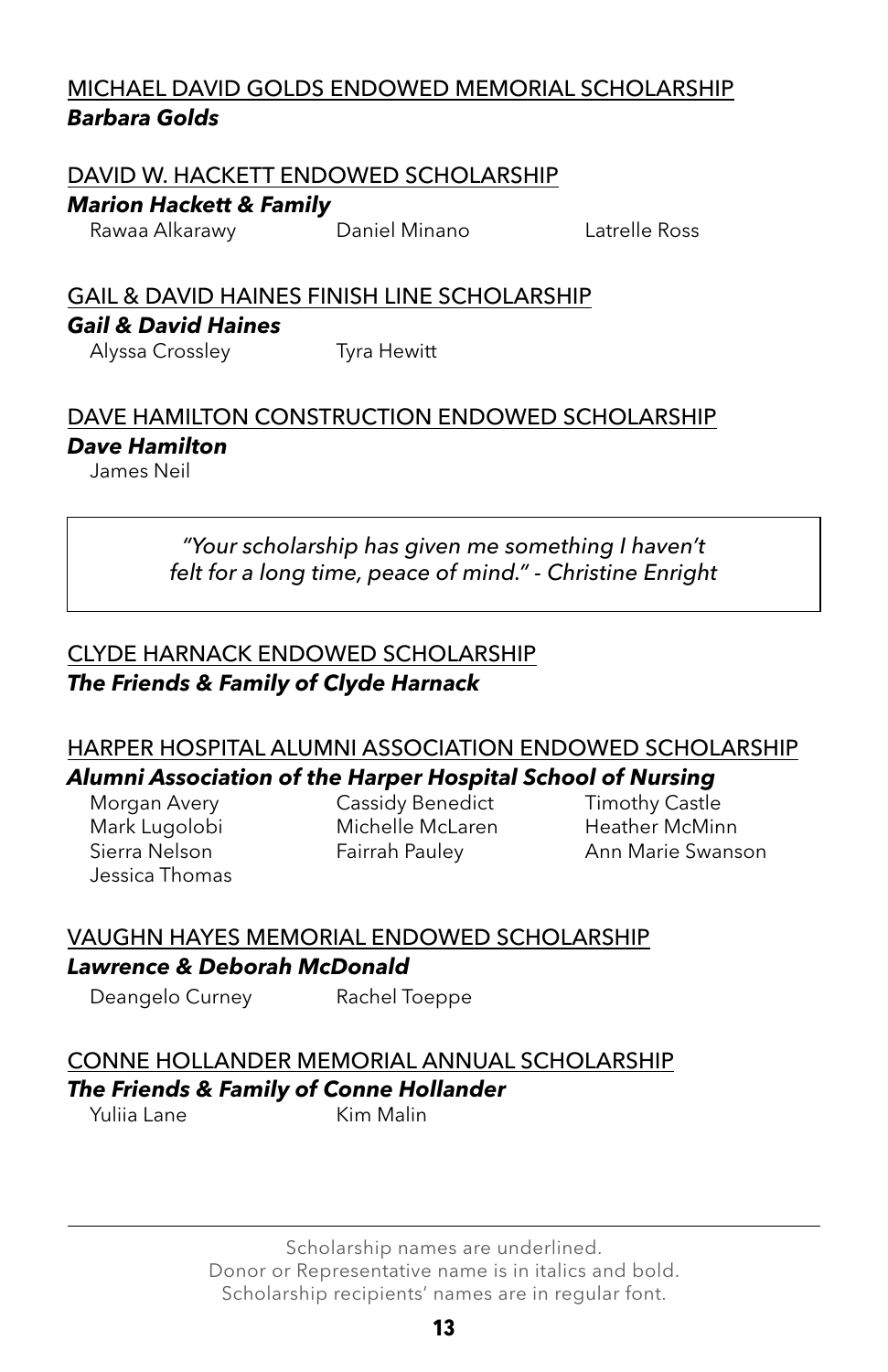<u>MICHAEL DAVID GOLDS ENDOWED MEMORIAL SCHOLARSHIP</u>
***Barbara Golds***

<u>DAVID W. HACKETT ENDOWED SCHOLARSHIP</u>
***Marion Hackett & Family***

Rawaa Alkarawy
Daniel Minano
Latrelle Ross

<u>GAIL & DAVID HAINES FINISH LINE SCHOLARSHIP</u>
***Gail & David Haines***

Alyssa Crossley
Tyra Hewitt

<u>DAVE HAMILTON CONSTRUCTION ENDOWED SCHOLARSHIP</u>
***Dave Hamilton***

James Neil

> *"Your scholarship has given me something I haven't felt for a long time, peace of mind." - Christine Enright*

<u>CLYDE HARNACK ENDOWED SCHOLARSHIP</u>
***The Friends & Family of Clyde Harnack***

<u>HARPER HOSPITAL ALUMNI ASSOCIATION ENDOWED SCHOLARSHIP</u>
***Alumni Association of the Harper Hospital School of Nursing***

Morgan Avery
Cassidy Benedict
Timothy Castle
Mark Lugolobi
Michelle McLaren
Heather McMinn
Sierra Nelson
Fairrah Pauley
Ann Marie Swanson
Jessica Thomas

<u>VAUGHN HAYES MEMORIAL ENDOWED SCHOLARSHIP</u>
***Lawrence & Deborah McDonald***

Deangelo Curney
Rachel Toeppe

<u>CONNE HOLLANDER MEMORIAL ANNUAL SCHOLARSHIP</u>
***The Friends & Family of Conne Hollander***

Yuliia Lane
Kim Malin

---

Scholarship names are underlined.
Donor or Representative name is in italics and bold.
Scholarship recipients' names are in regular font.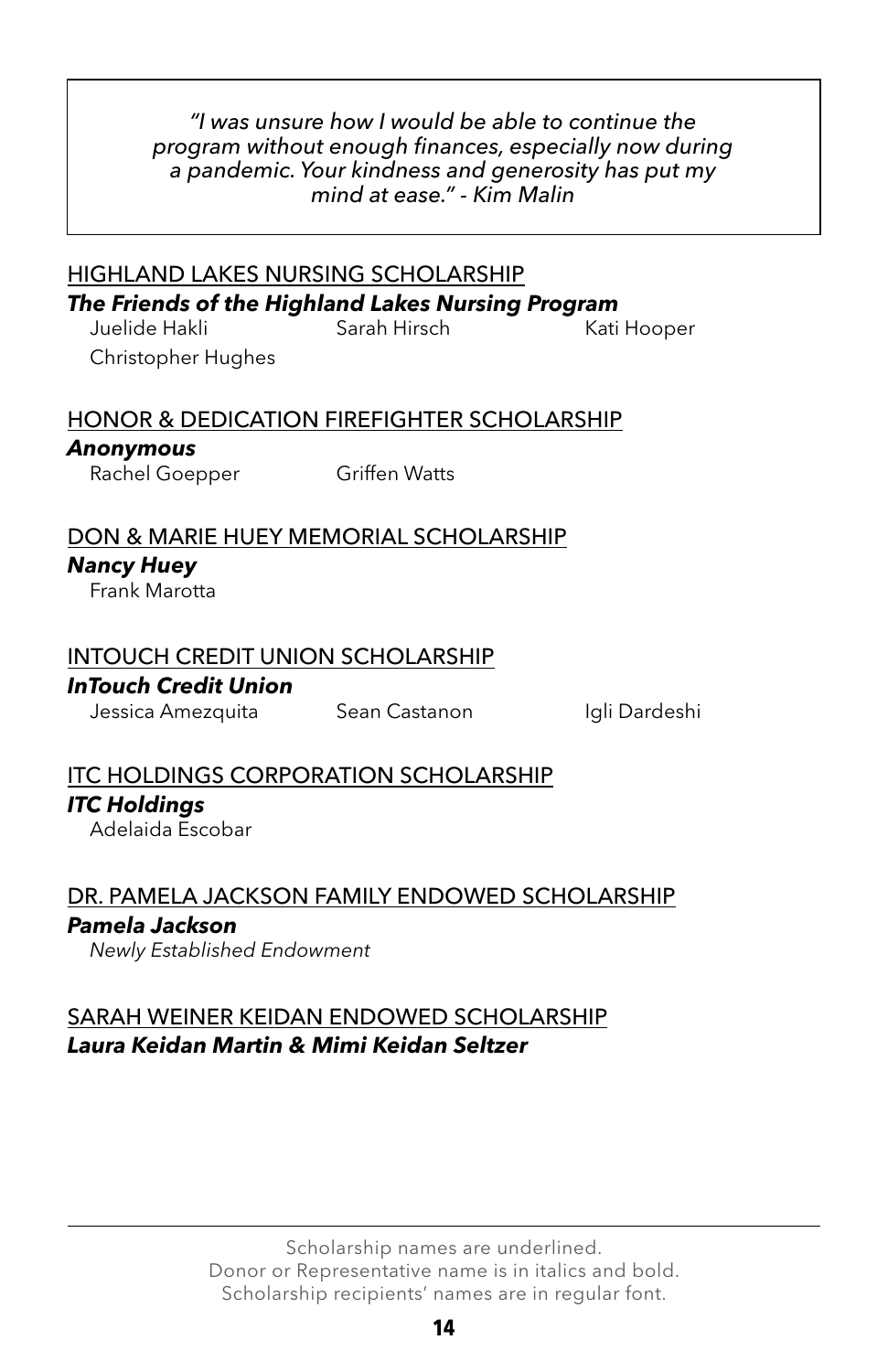> *"I was unsure how I would be able to continue the program without enough finances, especially now during a pandemic. Your kindness and generosity has put my mind at ease." - Kim Malin*

<u>HIGHLAND LAKES NURSING SCHOLARSHIP</u>

***The Friends of the Highland Lakes Nursing Program***

Juelide Hakli, Sarah Hirsch, Kati Hooper, Christopher Hughes

<u>HONOR & DEDICATION FIREFIGHTER SCHOLARSHIP</u>

***Anonymous***

Rachel Goepper, Griffen Watts

<u>DON & MARIE HUEY MEMORIAL SCHOLARSHIP</u>

***Nancy Huey***

Frank Marotta

<u>INTOUCH CREDIT UNION SCHOLARSHIP</u>

***InTouch Credit Union***

Jessica Amezquita, Sean Castanon, Igli Dardeshi

<u>ITC HOLDINGS CORPORATION SCHOLARSHIP</u>

***ITC Holdings***

Adelaida Escobar

<u>DR. PAMELA JACKSON FAMILY ENDOWED SCHOLARSHIP</u>

***Pamela Jackson***

*Newly Established Endowment*

<u>SARAH WEINER KEIDAN ENDOWED SCHOLARSHIP</u>

***Laura Keidan Martin & Mimi Keidan Seltzer***

---

Scholarship names are underlined.
Donor or Representative name is in italics and bold.
Scholarship recipients' names are in regular font.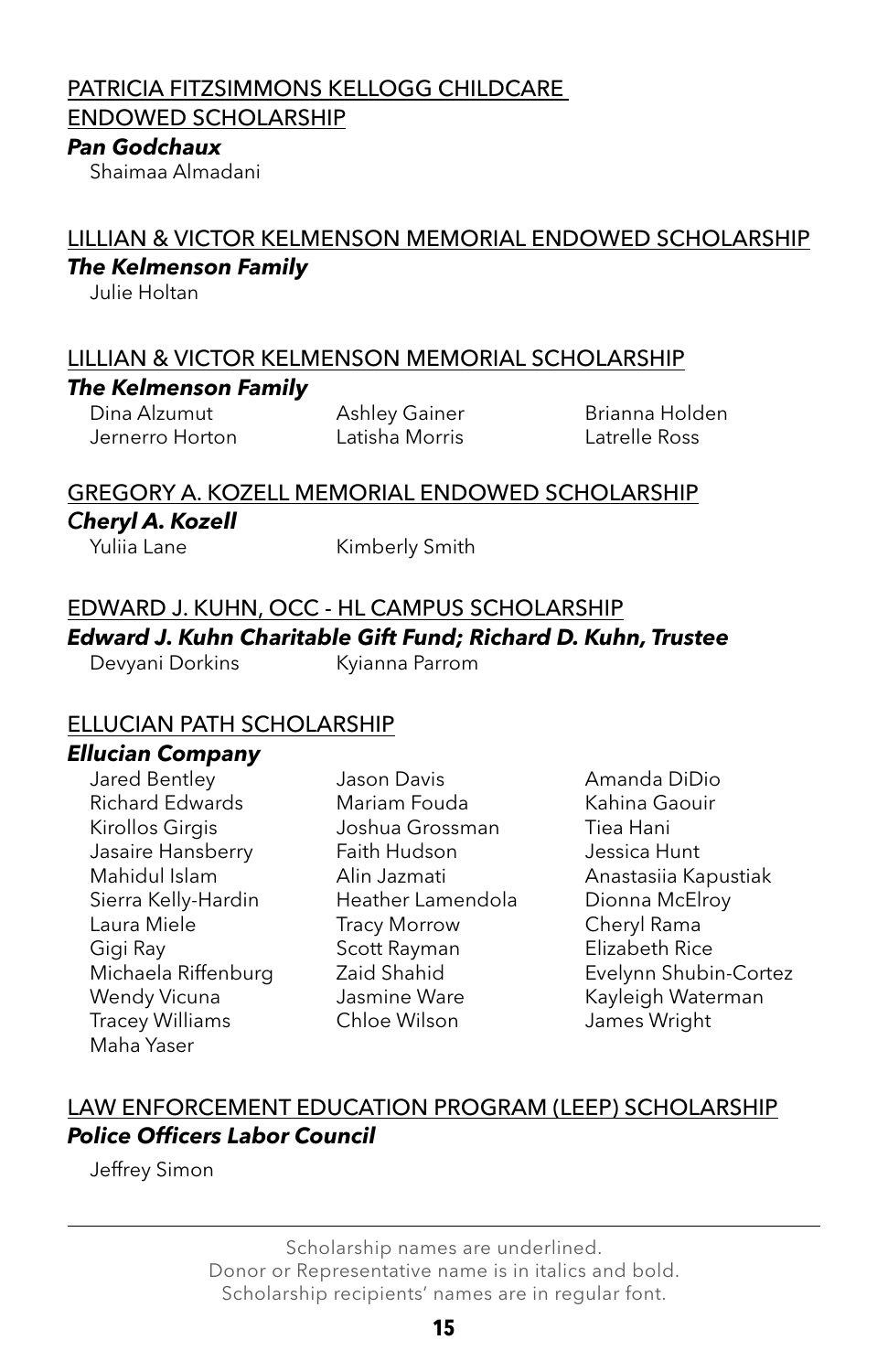<u>PATRICIA FITZSIMMONS KELLOGG CHILDCARE ENDOWED SCHOLARSHIP</u>

***Pan Godchaux***

Shaimaa Almadani

<u>LILLIAN & VICTOR KELMENSON MEMORIAL ENDOWED SCHOLARSHIP</u>

***The Kelmenson Family***

Julie Holtan

<u>LILLIAN & VICTOR KELMENSON MEMORIAL SCHOLARSHIP</u>

***The Kelmenson Family***

Dina Alzumut
Ashley Gainer
Brianna Holden
Jernerro Horton
Latisha Morris
Latrelle Ross

<u>GREGORY A. KOZELL MEMORIAL ENDOWED SCHOLARSHIP</u>

***Cheryl A. Kozell***

Yuliia Lane
Kimberly Smith

<u>EDWARD J. KUHN, OCC - HL CAMPUS SCHOLARSHIP</u>

***Edward J. Kuhn Charitable Gift Fund; Richard D. Kuhn, Trustee***

Devyani Dorkins
Kyianna Parrom

<u>ELLUCIAN PATH SCHOLARSHIP</u>

***Ellucian Company***

Jared Bentley
Jason Davis
Amanda DiDio
Richard Edwards
Mariam Fouda
Kahina Gaouir
Kirollos Girgis
Joshua Grossman
Tiea Hani
Jasaire Hansberry
Faith Hudson
Jessica Hunt
Mahidul Islam
Alin Jazmati
Anastasiia Kapustiak
Sierra Kelly-Hardin
Heather Lamendola
Dionna McElroy
Laura Miele
Tracy Morrow
Cheryl Rama
Gigi Ray
Scott Rayman
Elizabeth Rice
Michaela Riffenburg
Zaid Shahid
Evelynn Shubin-Cortez
Wendy Vicuna
Jasmine Ware
Kayleigh Waterman
Tracey Williams
Chloe Wilson
James Wright
Maha Yaser

<u>LAW ENFORCEMENT EDUCATION PROGRAM (LEEP) SCHOLARSHIP</u>

***Police Officers Labor Council***

Jeffrey Simon

---

Scholarship names are underlined.
Donor or Representative name is in italics and bold.
Scholarship recipients' names are in regular font.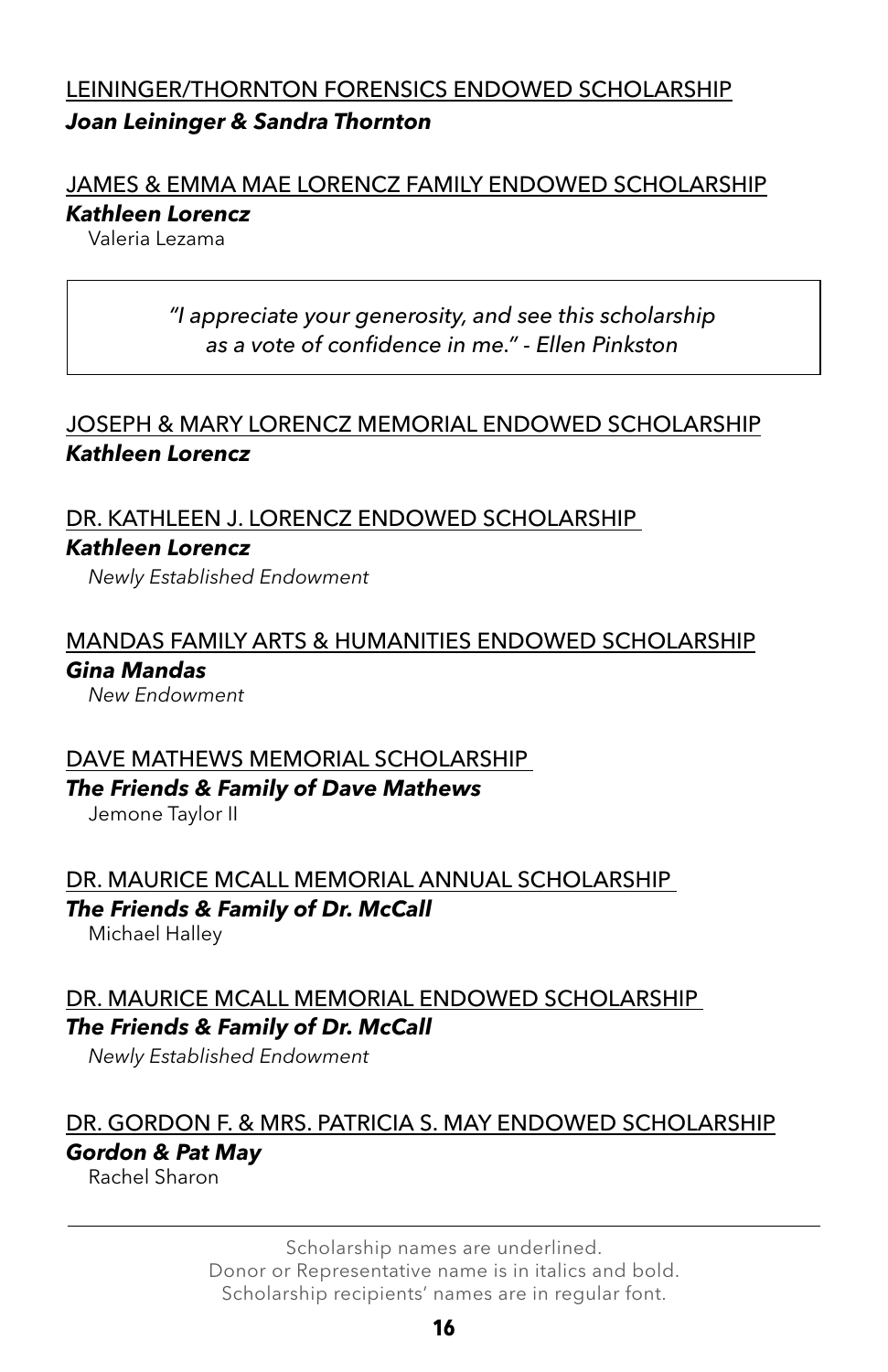<u>LEININGER/THORNTON FORENSICS ENDOWED SCHOLARSHIP</u>
***Joan Leininger & Sandra Thornton***

<u>JAMES & EMMA MAE LORENCZ FAMILY ENDOWED SCHOLARSHIP</u>
***Kathleen Lorencz***
Valeria Lezama

> *"I appreciate your generosity, and see this scholarship as a vote of confidence in me." - Ellen Pinkston*

<u>JOSEPH & MARY LORENCZ MEMORIAL ENDOWED SCHOLARSHIP</u>
***Kathleen Lorencz***

<u>DR. KATHLEEN J. LORENCZ ENDOWED SCHOLARSHIP</u>
***Kathleen Lorencz***
*Newly Established Endowment*

<u>MANDAS FAMILY ARTS & HUMANITIES ENDOWED SCHOLARSHIP</u>
***Gina Mandas***
*New Endowment*

<u>DAVE MATHEWS MEMORIAL SCHOLARSHIP</u>
***The Friends & Family of Dave Mathews***
Jemone Taylor II

<u>DR. MAURICE MCALL MEMORIAL ANNUAL SCHOLARSHIP</u>
***The Friends & Family of Dr. McCall***
Michael Halley

<u>DR. MAURICE MCALL MEMORIAL ENDOWED SCHOLARSHIP</u>
***The Friends & Family of Dr. McCall***
*Newly Established Endowment*

<u>DR. GORDON F. & MRS. PATRICIA S. MAY ENDOWED SCHOLARSHIP</u>
***Gordon & Pat May***
Rachel Sharon

---

Scholarship names are underlined.
Donor or Representative name is in italics and bold.
Scholarship recipients' names are in regular font.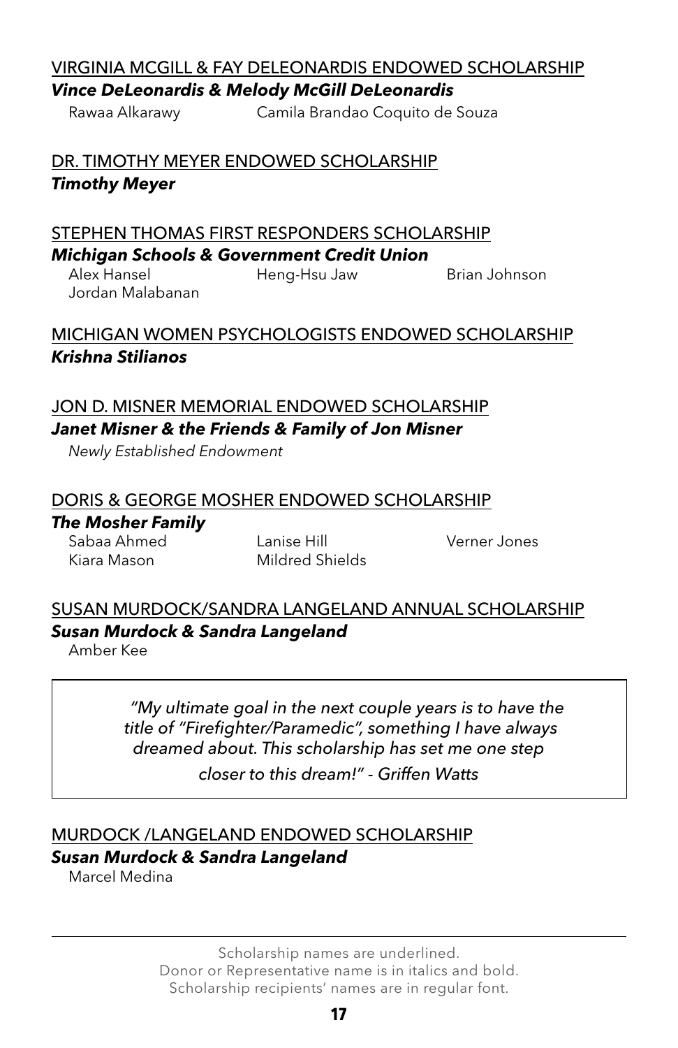<u>VIRGINIA MCGILL & FAY DELEONARDIS ENDOWED SCHOLARSHIP</u>

***Vince DeLeonardis & Melody McGill DeLeonardis***

Rawaa Alkarawy
Camila Brandao Coquito de Souza

<u>DR. TIMOTHY MEYER ENDOWED SCHOLARSHIP</u>

***Timothy Meyer***

<u>STEPHEN THOMAS FIRST RESPONDERS SCHOLARSHIP</u>

***Michigan Schools & Government Credit Union***

Alex Hansel
Heng-Hsu Jaw
Brian Johnson
Jordan Malabanan

<u>MICHIGAN WOMEN PSYCHOLOGISTS ENDOWED SCHOLARSHIP</u>

***Krishna Stilianos***

<u>JON D. MISNER MEMORIAL ENDOWED SCHOLARSHIP</u>

***Janet Misner & the Friends & Family of Jon Misner***

*Newly Established Endowment*

<u>DORIS & GEORGE MOSHER ENDOWED SCHOLARSHIP</u>

***The Mosher Family***

Sabaa Ahmed
Lanise Hill
Verner Jones
Kiara Mason
Mildred Shields

<u>SUSAN MURDOCK/SANDRA LANGELAND ANNUAL SCHOLARSHIP</u>

***Susan Murdock & Sandra Langeland***

Amber Kee

> *"My ultimate goal in the next couple years is to have the title of "Firefighter/Paramedic", something I have always dreamed about. This scholarship has set me one step closer to this dream!" - Griffen Watts*

<u>MURDOCK /LANGELAND ENDOWED SCHOLARSHIP</u>

***Susan Murdock & Sandra Langeland***

Marcel Medina

Scholarship names are underlined.
Donor or Representative name is in italics and bold.
Scholarship recipients' names are in regular font.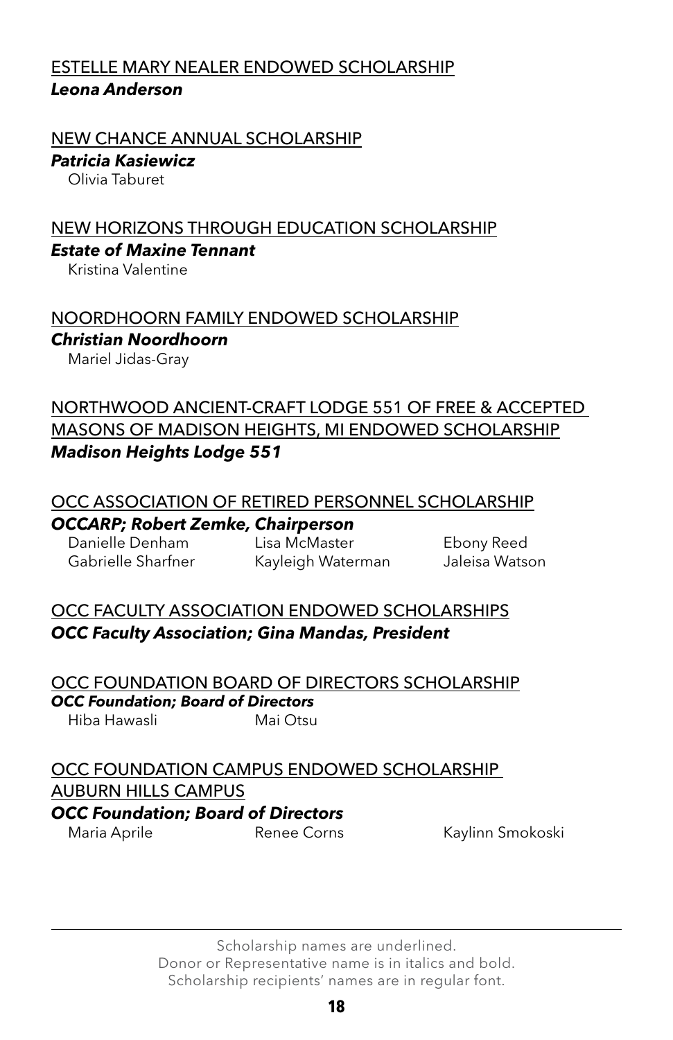<u>ESTELLE MARY NEALER ENDOWED SCHOLARSHIP</u>
***Leona Anderson***

<u>NEW CHANCE ANNUAL SCHOLARSHIP</u>
***Patricia Kasiewicz***
Olivia Taburet

<u>NEW HORIZONS THROUGH EDUCATION SCHOLARSHIP</u>
***Estate of Maxine Tennant***
Kristina Valentine

<u>NOORDHOORN FAMILY ENDOWED SCHOLARSHIP</u>
***Christian Noordhoorn***
Mariel Jidas-Gray

<u>NORTHWOOD ANCIENT-CRAFT LODGE 551 OF FREE & ACCEPTED MASONS OF MADISON HEIGHTS, MI ENDOWED SCHOLARSHIP</u>
***Madison Heights Lodge 551***

<u>OCC ASSOCIATION OF RETIRED PERSONNEL SCHOLARSHIP</u>
***OCCARP; Robert Zemke, Chairperson***
Danielle Denham
Lisa McMaster
Ebony Reed
Gabrielle Sharfner
Kayleigh Waterman
Jaleisa Watson

<u>OCC FACULTY ASSOCIATION ENDOWED SCHOLARSHIPS</u>
***OCC Faculty Association; Gina Mandas, President***

<u>OCC FOUNDATION BOARD OF DIRECTORS SCHOLARSHIP</u>
***OCC Foundation; Board of Directors***
Hiba Hawasli
Mai Otsu

<u>OCC FOUNDATION CAMPUS ENDOWED SCHOLARSHIP AUBURN HILLS CAMPUS</u>
***OCC Foundation; Board of Directors***
Maria Aprile
Renee Corns
Kaylinn Smokoski

Scholarship names are underlined.
Donor or Representative name is in italics and bold.
Scholarship recipients' names are in regular font.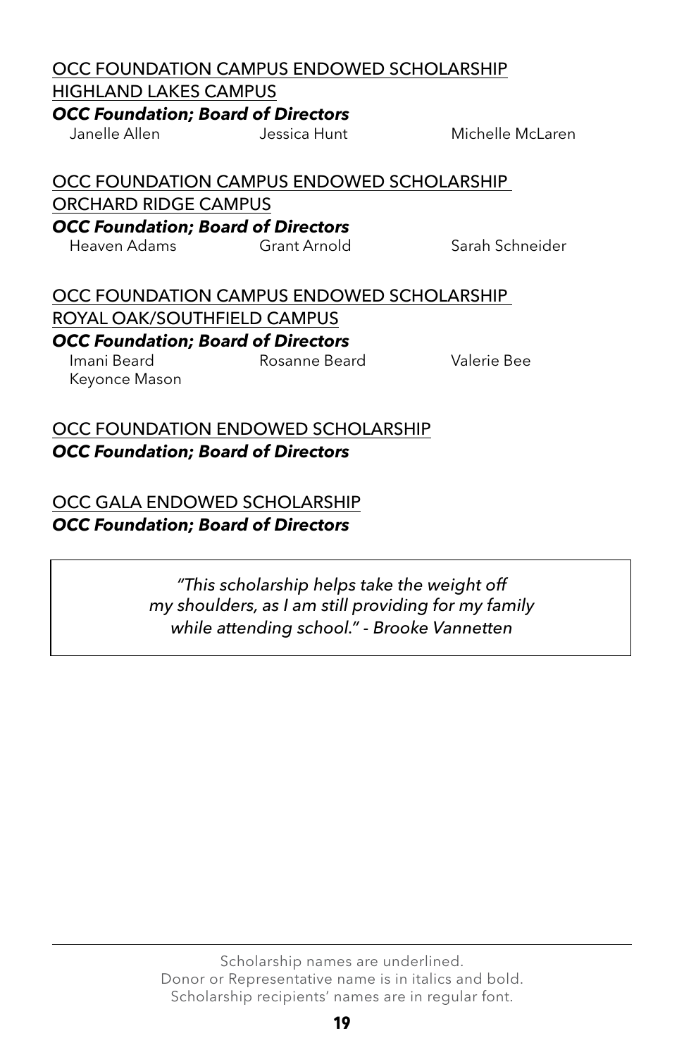<u>OCC FOUNDATION CAMPUS ENDOWED SCHOLARSHIP HIGHLAND LAKES CAMPUS</u>

***OCC Foundation; Board of Directors***

Janelle Allen Jessica Hunt Michelle McLaren

<u>OCC FOUNDATION CAMPUS ENDOWED SCHOLARSHIP ORCHARD RIDGE CAMPUS</u>

***OCC Foundation; Board of Directors***

Heaven Adams Grant Arnold Sarah Schneider

<u>OCC FOUNDATION CAMPUS ENDOWED SCHOLARSHIP ROYAL OAK/SOUTHFIELD CAMPUS</u>

***OCC Foundation; Board of Directors***

Imani Beard Rosanne Beard Valerie Bee
Keyonce Mason

<u>OCC FOUNDATION ENDOWED SCHOLARSHIP</u>

***OCC Foundation; Board of Directors***

<u>OCC GALA ENDOWED SCHOLARSHIP</u>

***OCC Foundation; Board of Directors***

> *"This scholarship helps take the weight off my shoulders, as I am still providing for my family while attending school." - Brooke Vannetten*

Scholarship names are underlined.
Donor or Representative name is in italics and bold.
Scholarship recipients' names are in regular font.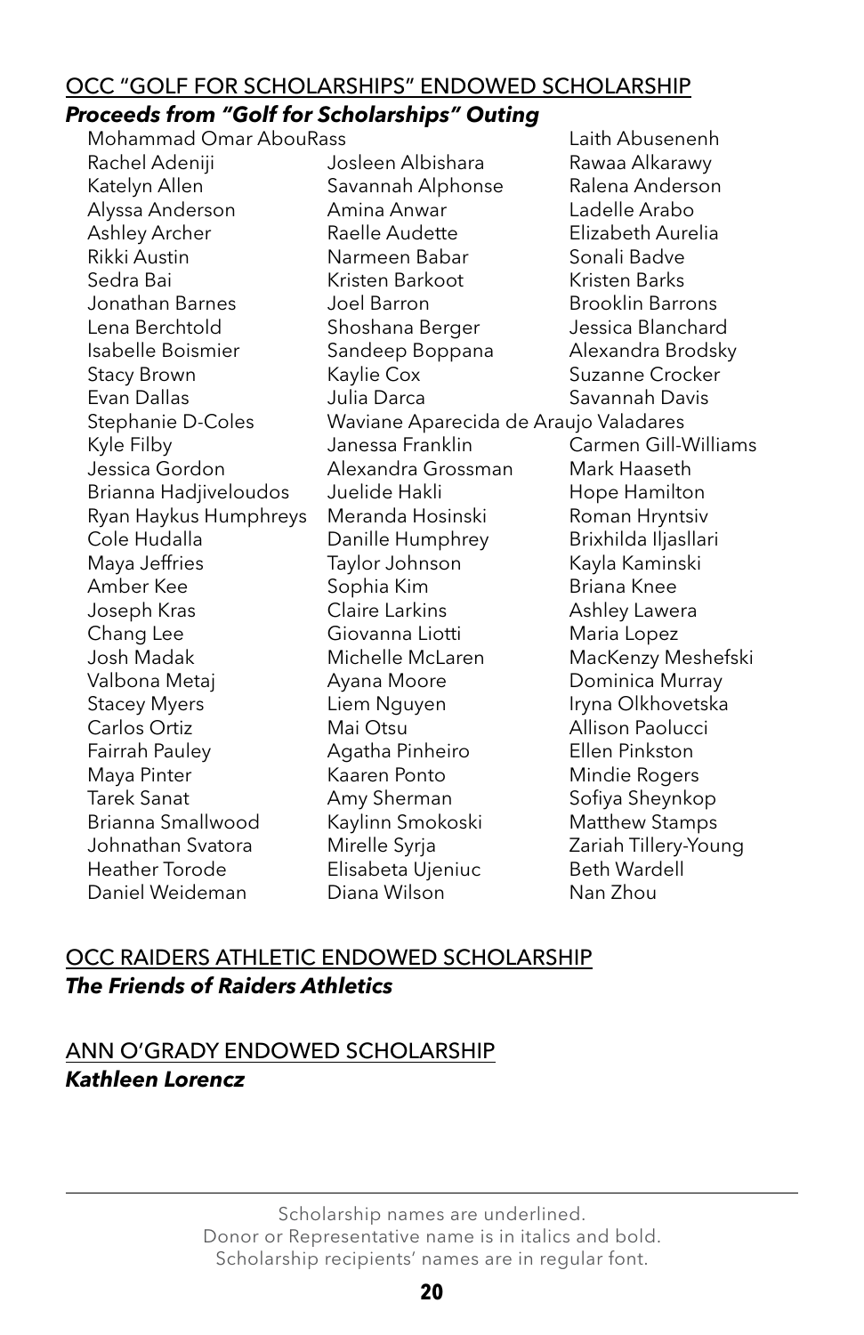<u>OCC "GOLF FOR SCHOLARSHIPS" ENDOWED SCHOLARSHIP</u>

***Proceeds from "Golf for Scholarships" Outing***

Mohammad Omar AbouRass
Laith Abusenenh
Rachel Adeniji
Josleen Albishara
Rawaa Alkarawy
Katelyn Allen
Savannah Alphonse
Ralena Anderson
Alyssa Anderson
Amina Anwar
Ladelle Arabo
Ashley Archer
Raelle Audette
Elizabeth Aurelia
Rikki Austin
Narmeen Babar
Sonali Badve
Sedra Bai
Kristen Barkoot
Kristen Barks
Jonathan Barnes
Joel Barron
Brooklin Barrons
Lena Berchtold
Shoshana Berger
Jessica Blanchard
Isabelle Boismier
Sandeep Boppana
Alexandra Brodsky
Stacy Brown
Kaylie Cox
Suzanne Crocker
Evan Dallas
Julia Darca
Savannah Davis
Stephanie D-Coles
Waviane Aparecida de Araujo Valadares
Kyle Filby
Janessa Franklin
Carmen Gill-Williams
Jessica Gordon
Alexandra Grossman
Mark Haaseth
Brianna Hadjiveloudos
Juelide Hakli
Hope Hamilton
Ryan Haykus Humphreys
Meranda Hosinski
Roman Hryntsiv
Cole Hudalla
Danille Humphrey
Brixhilda Iljasllari
Maya Jeffries
Taylor Johnson
Kayla Kaminski
Amber Kee
Sophia Kim
Briana Knee
Joseph Kras
Claire Larkins
Ashley Lawera
Chang Lee
Giovanna Liotti
Maria Lopez
Josh Madak
Michelle McLaren
MacKenzy Meshefski
Valbona Metaj
Ayana Moore
Dominica Murray
Stacey Myers
Liem Nguyen
Iryna Olkhovetska
Carlos Ortiz
Mai Otsu
Allison Paolucci
Fairrah Pauley
Agatha Pinheiro
Ellen Pinkston
Maya Pinter
Kaaren Ponto
Mindie Rogers
Tarek Sanat
Amy Sherman
Sofiya Sheynkop
Brianna Smallwood
Kaylinn Smokoski
Matthew Stamps
Johnathan Svatora
Mirelle Syrja
Zariah Tillery-Young
Heather Torode
Elisabeta Ujeniuc
Beth Wardell
Daniel Weideman
Diana Wilson
Nan Zhou

<u>OCC RAIDERS ATHLETIC ENDOWED SCHOLARSHIP</u>

***The Friends of Raiders Athletics***

<u>ANN O'GRADY ENDOWED SCHOLARSHIP</u>

***Kathleen Lorencz***

---

Scholarship names are underlined.
Donor or Representative name is in italics and bold.
Scholarship recipients' names are in regular font.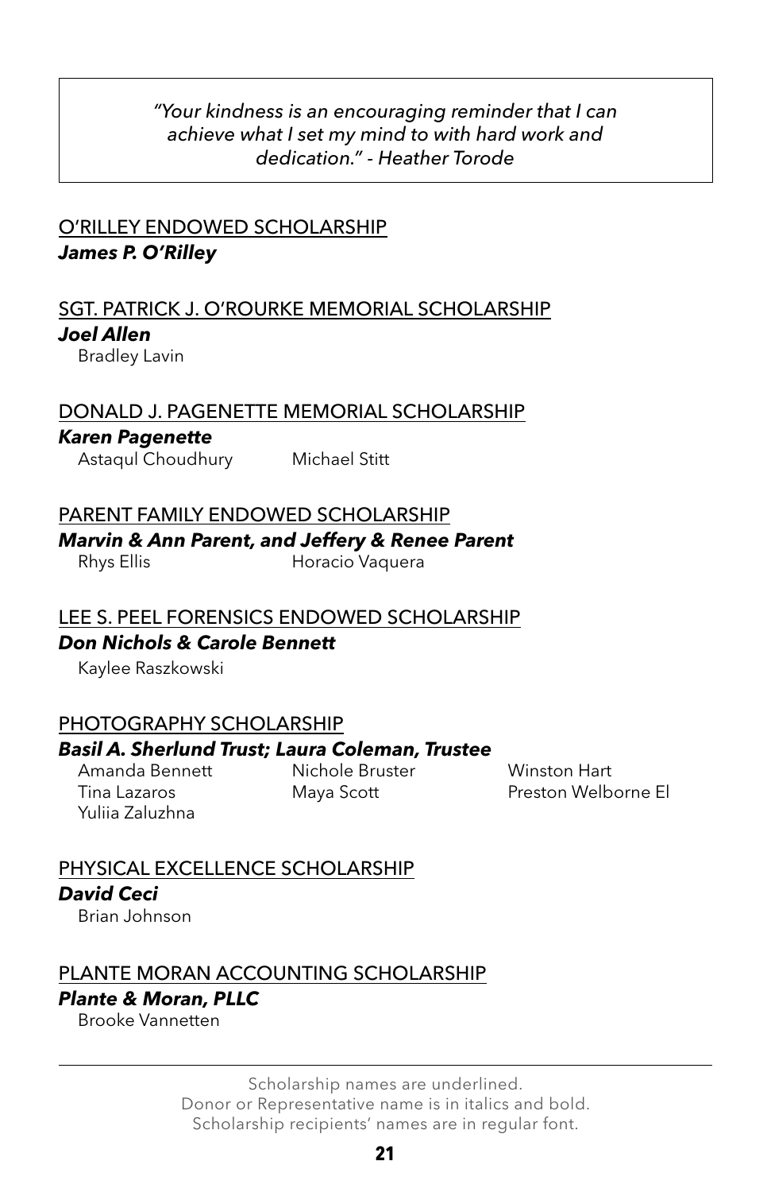> *"Your kindness is an encouraging reminder that I can achieve what I set my mind to with hard work and dedication." - Heather Torode*

<u>O'RILLEY ENDOWED SCHOLARSHIP</u>

***James P. O'Rilley***

<u>SGT. PATRICK J. O'ROURKE MEMORIAL SCHOLARSHIP</u>

***Joel Allen***

Bradley Lavin

<u>DONALD J. PAGENETTE MEMORIAL SCHOLARSHIP</u>

***Karen Pagenette***

Astaqul Choudhury
Michael Stitt

<u>PARENT FAMILY ENDOWED SCHOLARSHIP</u>

***Marvin & Ann Parent, and Jeffery & Renee Parent***

Rhys Ellis
Horacio Vaquera

<u>LEE S. PEEL FORENSICS ENDOWED SCHOLARSHIP</u>

***Don Nichols & Carole Bennett***

Kaylee Raszkowski

<u>PHOTOGRAPHY SCHOLARSHIP</u>

***Basil A. Sherlund Trust; Laura Coleman, Trustee***

Amanda Bennett
Nichole Bruster
Winston Hart
Tina Lazaros
Maya Scott
Preston Welborne El
Yuliia Zaluzhna

<u>PHYSICAL EXCELLENCE SCHOLARSHIP</u>

***David Ceci***

Brian Johnson

<u>PLANTE MORAN ACCOUNTING SCHOLARSHIP</u>

***Plante & Moran, PLLC***

Brooke Vannetten

---

Scholarship names are underlined.
Donor or Representative name is in italics and bold.
Scholarship recipients' names are in regular font.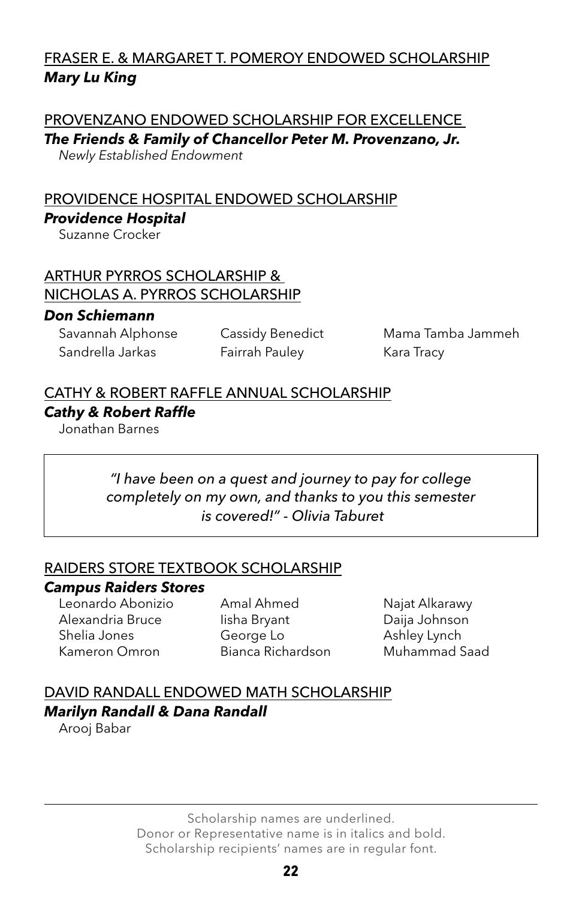<u>FRASER E. & MARGARET T. POMEROY ENDOWED SCHOLARSHIP</u>

***Mary Lu King***

<u>PROVENZANO ENDOWED SCHOLARSHIP FOR EXCELLENCE</u>

***The Friends & Family of Chancellor Peter M. Provenzano, Jr.***

*Newly Established Endowment*

<u>PROVIDENCE HOSPITAL ENDOWED SCHOLARSHIP</u>

***Providence Hospital***

Suzanne Crocker

<u>ARTHUR PYRROS SCHOLARSHIP & NICHOLAS A. PYRROS SCHOLARSHIP</u>

***Don Schiemann***

Savannah Alphonse
Cassidy Benedict
Mama Tamba Jammeh
Sandrella Jarkas
Fairrah Pauley
Kara Tracy

<u>CATHY & ROBERT RAFFLE ANNUAL SCHOLARSHIP</u>

***Cathy & Robert Raffle***

Jonathan Barnes

> *"I have been on a quest and journey to pay for college completely on my own, and thanks to you this semester is covered!" - Olivia Taburet*

<u>RAIDERS STORE TEXTBOOK SCHOLARSHIP</u>

***Campus Raiders Stores***

Leonardo Abonizio
Amal Ahmed
Najat Alkarawy
Alexandria Bruce
Iisha Bryant
Daija Johnson
Shelia Jones
George Lo
Ashley Lynch
Kameron Omron
Bianca Richardson
Muhammad Saad

<u>DAVID RANDALL ENDOWED MATH SCHOLARSHIP</u>

***Marilyn Randall & Dana Randall***

Arooj Babar

Scholarship names are underlined.
Donor or Representative name is in italics and bold.
Scholarship recipients' names are in regular font.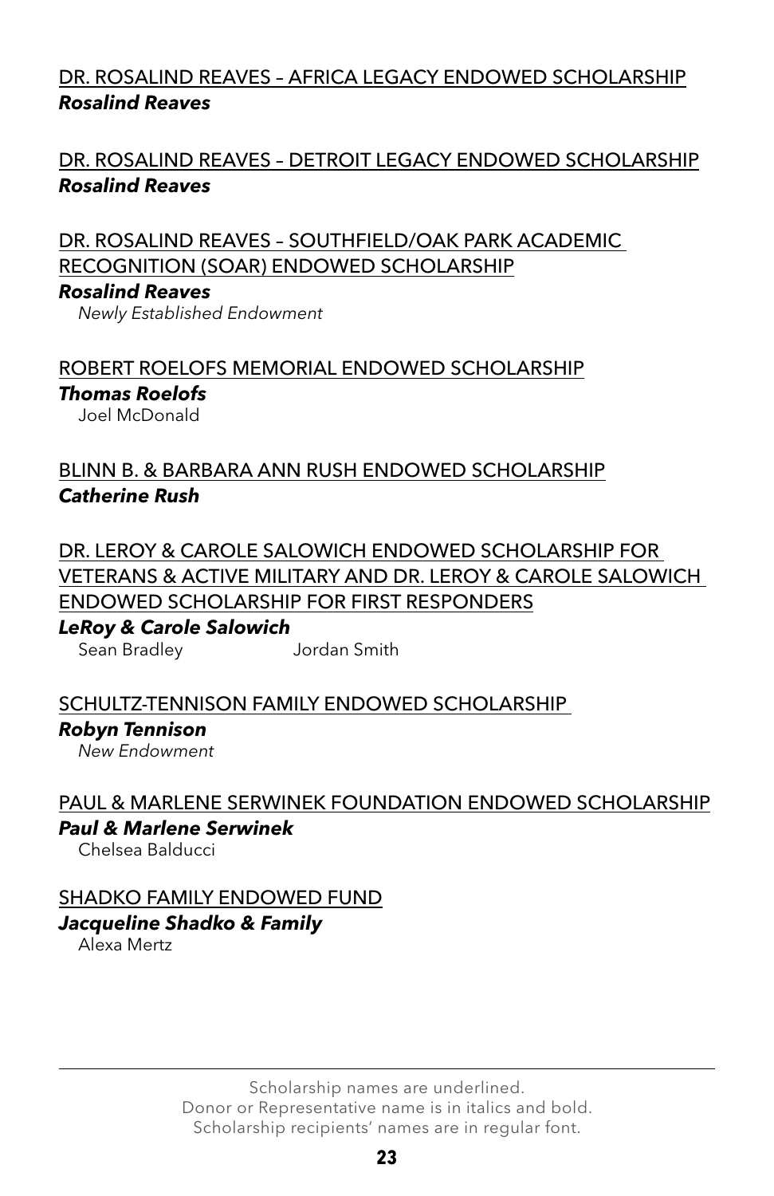<u>DR. ROSALIND REAVES – AFRICA LEGACY ENDOWED SCHOLARSHIP</u>
***Rosalind Reaves***

<u>DR. ROSALIND REAVES – DETROIT LEGACY ENDOWED SCHOLARSHIP</u>
***Rosalind Reaves***

<u>DR. ROSALIND REAVES – SOUTHFIELD/OAK PARK ACADEMIC RECOGNITION (SOAR) ENDOWED SCHOLARSHIP</u>
***Rosalind Reaves***
*Newly Established Endowment*

<u>ROBERT ROELOFS MEMORIAL ENDOWED SCHOLARSHIP</u>
***Thomas Roelofs***
Joel McDonald

<u>BLINN B. & BARBARA ANN RUSH ENDOWED SCHOLARSHIP</u>
***Catherine Rush***

<u>DR. LEROY & CAROLE SALOWICH ENDOWED SCHOLARSHIP FOR VETERANS & ACTIVE MILITARY AND DR. LEROY & CAROLE SALOWICH ENDOWED SCHOLARSHIP FOR FIRST RESPONDERS</u>
***LeRoy & Carole Salowich***
Sean Bradley
Jordan Smith

<u>SCHULTZ-TENNISON FAMILY ENDOWED SCHOLARSHIP</u>
***Robyn Tennison***
*New Endowment*

<u>PAUL & MARLENE SERWINEK FOUNDATION ENDOWED SCHOLARSHIP</u>
***Paul & Marlene Serwinek***
Chelsea Balducci

<u>SHADKO FAMILY ENDOWED FUND</u>
***Jacqueline Shadko & Family***
Alexa Mertz

---

Scholarship names are underlined.
Donor or Representative name is in italics and bold.
Scholarship recipients' names are in regular font.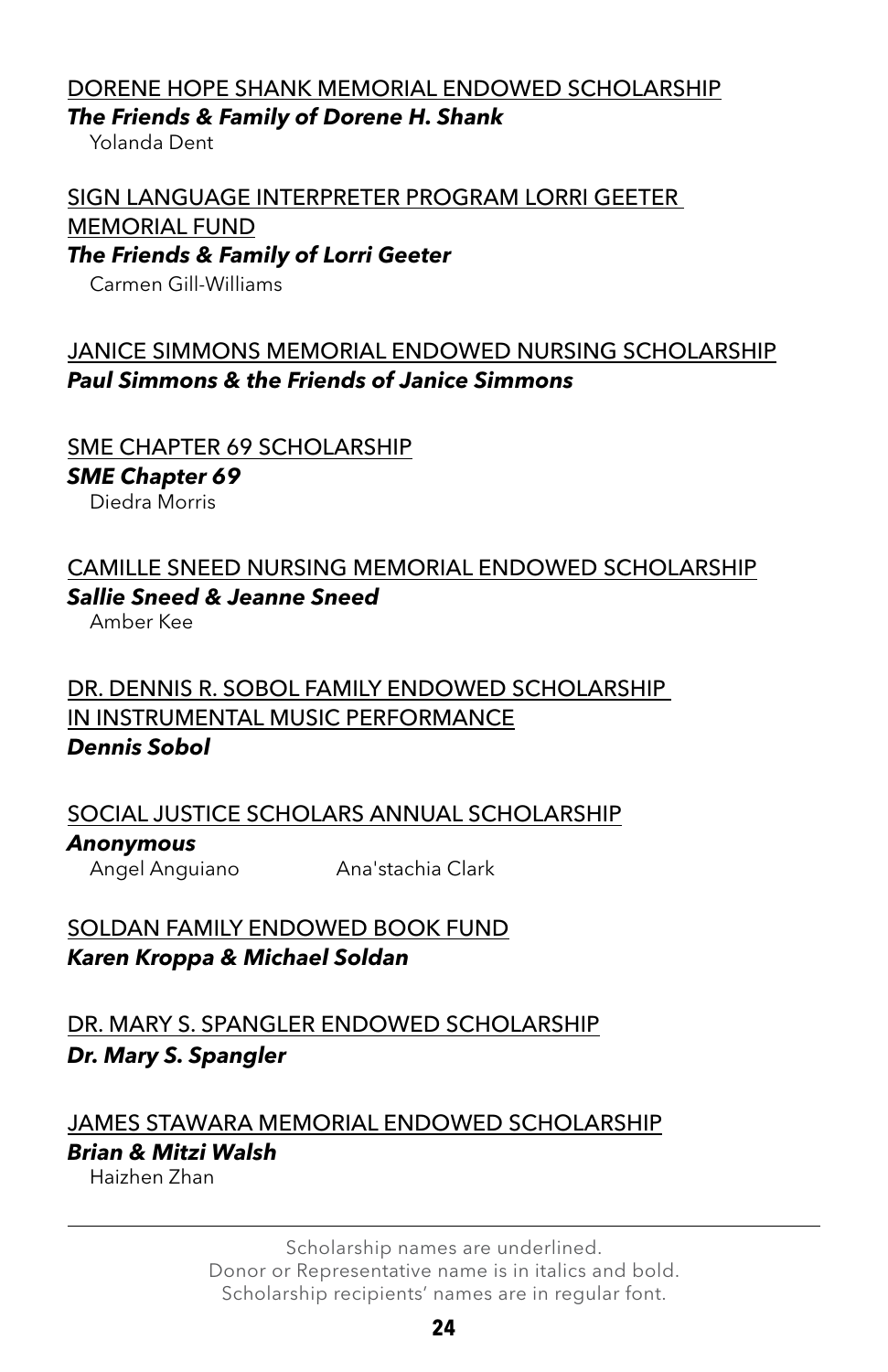<u>DORENE HOPE SHANK MEMORIAL ENDOWED SCHOLARSHIP</u>
***The Friends & Family of Dorene H. Shank***
Yolanda Dent

<u>SIGN LANGUAGE INTERPRETER PROGRAM LORRI GEETER MEMORIAL FUND</u>
***The Friends & Family of Lorri Geeter***
Carmen Gill-Williams

<u>JANICE SIMMONS MEMORIAL ENDOWED NURSING SCHOLARSHIP</u>
***Paul Simmons & the Friends of Janice Simmons***

<u>SME CHAPTER 69 SCHOLARSHIP</u>
***SME Chapter 69***
Diedra Morris

<u>CAMILLE SNEED NURSING MEMORIAL ENDOWED SCHOLARSHIP</u>
***Sallie Sneed & Jeanne Sneed***
Amber Kee

<u>DR. DENNIS R. SOBOL FAMILY ENDOWED SCHOLARSHIP IN INSTRUMENTAL MUSIC PERFORMANCE</u>
***Dennis Sobol***

<u>SOCIAL JUSTICE SCHOLARS ANNUAL SCHOLARSHIP</u>
***Anonymous***
Angel Anguiano
Ana'stachia Clark

<u>SOLDAN FAMILY ENDOWED BOOK FUND</u>
***Karen Kroppa & Michael Soldan***

<u>DR. MARY S. SPANGLER ENDOWED SCHOLARSHIP</u>
***Dr. Mary S. Spangler***

<u>JAMES STAWARA MEMORIAL ENDOWED SCHOLARSHIP</u>
***Brian & Mitzi Walsh***
Haizhen Zhan

---

Scholarship names are underlined.
Donor or Representative name is in italics and bold.
Scholarship recipients' names are in regular font.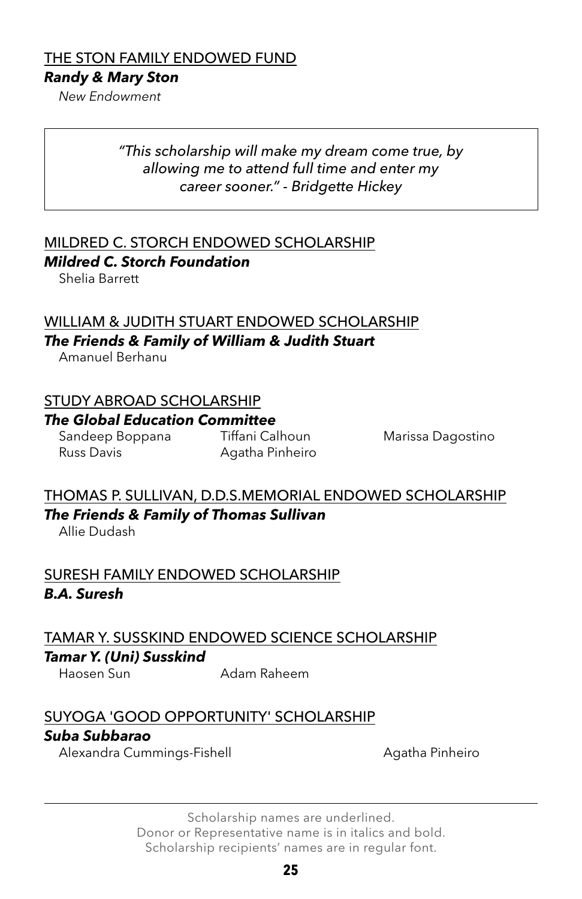<u>THE STON FAMILY ENDOWED FUND</u>

***Randy & Mary Ston***

*New Endowment*

> *"This scholarship will make my dream come true, by allowing me to attend full time and enter my career sooner." - Bridgette Hickey*

<u>MILDRED C. STORCH ENDOWED SCHOLARSHIP</u>

***Mildred C. Storch Foundation***

Shelia Barrett

<u>WILLIAM & JUDITH STUART ENDOWED SCHOLARSHIP</u>

***The Friends & Family of William & Judith Stuart***

Amanuel Berhanu

<u>STUDY ABROAD SCHOLARSHIP</u>

***The Global Education Committee***

Sandeep Boppana
Tiffani Calhoun
Marissa Dagostino
Russ Davis
Agatha Pinheiro

<u>THOMAS P. SULLIVAN, D.D.S.MEMORIAL ENDOWED SCHOLARSHIP</u>

***The Friends & Family of Thomas Sullivan***

Allie Dudash

<u>SURESH FAMILY ENDOWED SCHOLARSHIP</u>

***B.A. Suresh***

<u>TAMAR Y. SUSSKIND ENDOWED SCIENCE SCHOLARSHIP</u>

***Tamar Y. (Uni) Susskind***

Haosen Sun
Adam Raheem

<u>SUYOGA 'GOOD OPPORTUNITY' SCHOLARSHIP</u>

***Suba Subbarao***

Alexandra Cummings-Fishell
Agatha Pinheiro

---

Scholarship names are underlined.
Donor or Representative name is in italics and bold.
Scholarship recipients' names are in regular font.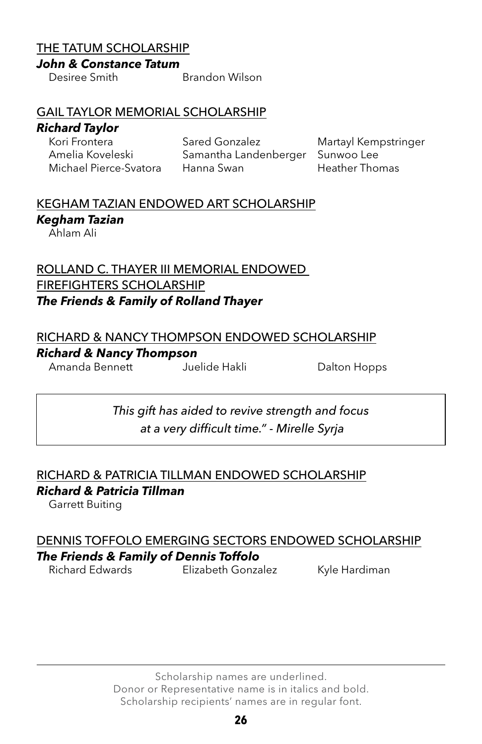<u>THE TATUM SCHOLARSHIP</u>

***John & Constance Tatum***

Desiree Smith
Brandon Wilson

<u>GAIL TAYLOR MEMORIAL SCHOLARSHIP</u>

***Richard Taylor***

Kori Frontera
Sared Gonzalez
Martayl Kempstringer
Amelia Koveleski
Samantha Landenberger
Sunwoo Lee
Michael Pierce-Svatora
Hanna Swan
Heather Thomas

<u>KEGHAM TAZIAN ENDOWED ART SCHOLARSHIP</u>

***Kegham Tazian***

Ahlam Ali

<u>ROLLAND C. THAYER III MEMORIAL ENDOWED FIREFIGHTERS SCHOLARSHIP</u>

***The Friends & Family of Rolland Thayer***

<u>RICHARD & NANCY THOMPSON ENDOWED SCHOLARSHIP</u>

***Richard & Nancy Thompson***

Amanda Bennett
Juelide Hakli
Dalton Hopps

> *This gift has aided to revive strength and focus at a very difficult time." - Mirelle Syrja*

<u>RICHARD & PATRICIA TILLMAN ENDOWED SCHOLARSHIP</u>

***Richard & Patricia Tillman***

Garrett Buiting

<u>DENNIS TOFFOLO EMERGING SECTORS ENDOWED SCHOLARSHIP</u>

***The Friends & Family of Dennis Toffolo***

Richard Edwards
Elizabeth Gonzalez
Kyle Hardiman

---

Scholarship names are underlined.
Donor or Representative name is in italics and bold.
Scholarship recipients' names are in regular font.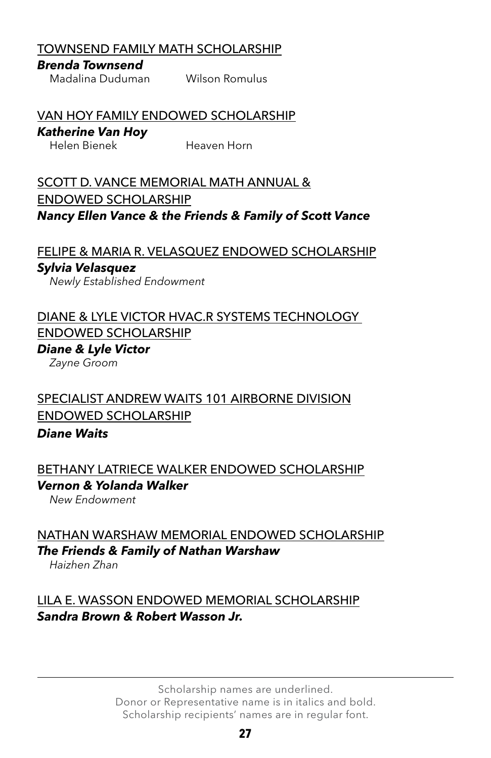<u>TOWNSEND FAMILY MATH SCHOLARSHIP</u>

***Brenda Townsend***

Madalina Duduman
Wilson Romulus

<u>VAN HOY FAMILY ENDOWED SCHOLARSHIP</u>

***Katherine Van Hoy***

Helen Bienek
Heaven Horn

<u>SCOTT D. VANCE MEMORIAL MATH ANNUAL & ENDOWED SCHOLARSHIP</u>

***Nancy Ellen Vance & the Friends & Family of Scott Vance***

<u>FELIPE & MARIA R. VELASQUEZ ENDOWED SCHOLARSHIP</u>

***Sylvia Velasquez***

*Newly Established Endowment*

<u>DIANE & LYLE VICTOR HVAC.R SYSTEMS TECHNOLOGY ENDOWED SCHOLARSHIP</u>

***Diane & Lyle Victor***

*Zayne Groom*

<u>SPECIALIST ANDREW WAITS 101 AIRBORNE DIVISION ENDOWED SCHOLARSHIP</u>

***Diane Waits***

<u>BETHANY LATRIECE WALKER ENDOWED SCHOLARSHIP</u>

***Vernon & Yolanda Walker***

*New Endowment*

<u>NATHAN WARSHAW MEMORIAL ENDOWED SCHOLARSHIP</u>

***The Friends & Family of Nathan Warshaw***

*Haizhen Zhan*

<u>LILA E. WASSON ENDOWED MEMORIAL SCHOLARSHIP</u>

***Sandra Brown & Robert Wasson Jr.***

---

Scholarship names are underlined.
Donor or Representative name is in italics and bold.
Scholarship recipients' names are in regular font.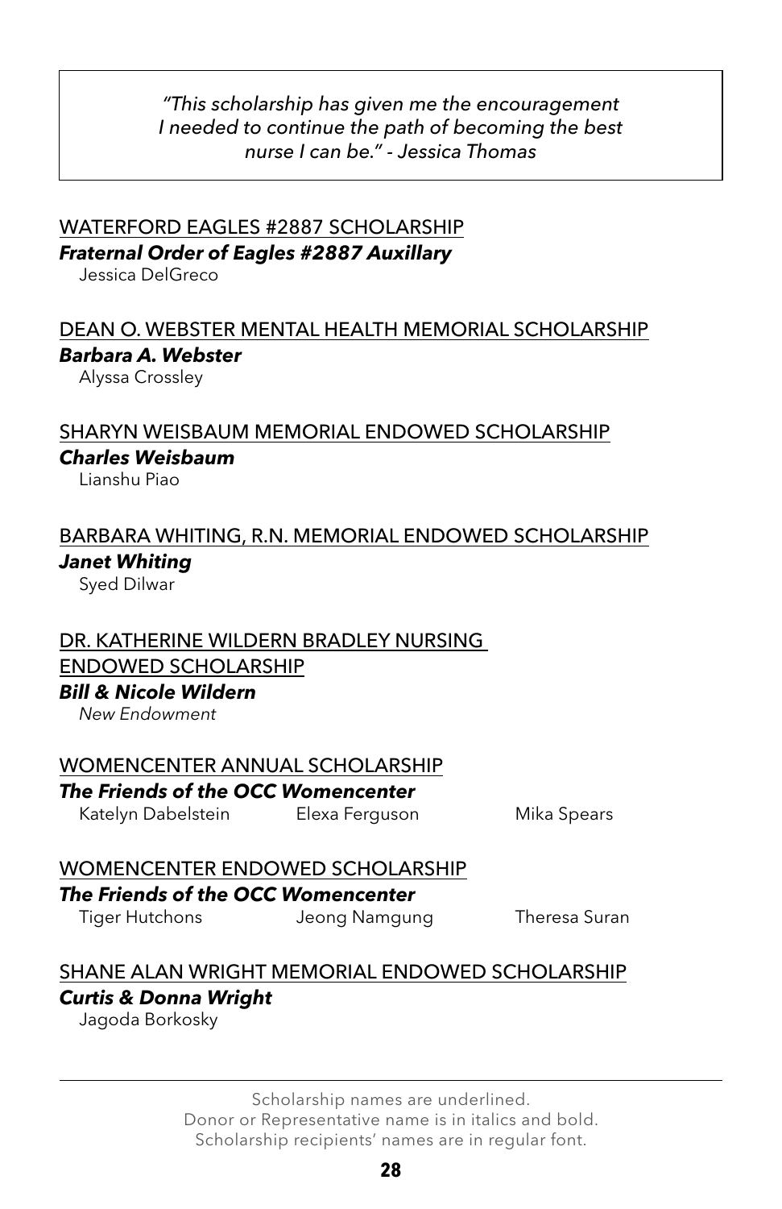> *"This scholarship has given me the encouragement I needed to continue the path of becoming the best nurse I can be." - Jessica Thomas*

<u>WATERFORD EAGLES #2887 SCHOLARSHIP</u>
***Fraternal Order of Eagles #2887 Auxillary***
Jessica DelGreco

<u>DEAN O. WEBSTER MENTAL HEALTH MEMORIAL SCHOLARSHIP</u>
***Barbara A. Webster***
Alyssa Crossley

<u>SHARYN WEISBAUM MEMORIAL ENDOWED SCHOLARSHIP</u>
***Charles Weisbaum***
Lianshu Piao

<u>BARBARA WHITING, R.N. MEMORIAL ENDOWED SCHOLARSHIP</u>
***Janet Whiting***
Syed Dilwar

<u>DR. KATHERINE WILDERN BRADLEY NURSING ENDOWED SCHOLARSHIP</u>
***Bill & Nicole Wildern***
*New Endowment*

<u>WOMENCENTER ANNUAL SCHOLARSHIP</u>
***The Friends of the OCC Womencenter***
Katelyn Dabelstein
Elexa Ferguson
Mika Spears

<u>WOMENCENTER ENDOWED SCHOLARSHIP</u>
***The Friends of the OCC Womencenter***
Tiger Hutchons
Jeong Namgung
Theresa Suran

<u>SHANE ALAN WRIGHT MEMORIAL ENDOWED SCHOLARSHIP</u>
***Curtis & Donna Wright***
Jagoda Borkosky

---

Scholarship names are underlined.
Donor or Representative name is in italics and bold.
Scholarship recipients' names are in regular font.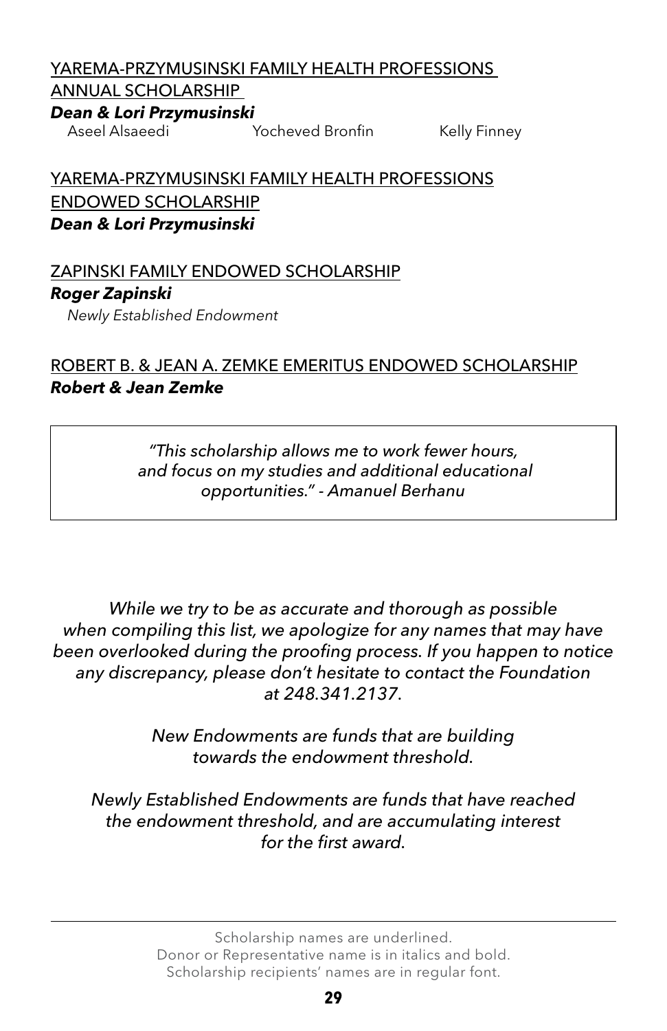<u>YAREMA-PRZYMUSINSKI FAMILY HEALTH PROFESSIONS ANNUAL SCHOLARSHIP</u>

***Dean & Lori Przymusinski***

Aseel Alsaeedi    Yocheved Bronfin    Kelly Finney

<u>YAREMA-PRZYMUSINSKI FAMILY HEALTH PROFESSIONS ENDOWED SCHOLARSHIP</u>

***Dean & Lori Przymusinski***

<u>ZAPINSKI FAMILY ENDOWED SCHOLARSHIP</u>

***Roger Zapinski***

*Newly Established Endowment*

<u>ROBERT B. & JEAN A. ZEMKE EMERITUS ENDOWED SCHOLARSHIP</u>

***Robert & Jean Zemke***

> *"This scholarship allows me to work fewer hours, and focus on my studies and additional educational opportunities." - Amanuel Berhanu*

*While we try to be as accurate and thorough as possible when compiling this list, we apologize for any names that may have been overlooked during the proofing process. If you happen to notice any discrepancy, please don't hesitate to contact the Foundation at 248.341.2137.*

*New Endowments are funds that are building towards the endowment threshold.*

*Newly Established Endowments are funds that have reached the endowment threshold, and are accumulating interest for the first award.*

---

Scholarship names are underlined.
Donor or Representative name is in italics and bold.
Scholarship recipients' names are in regular font.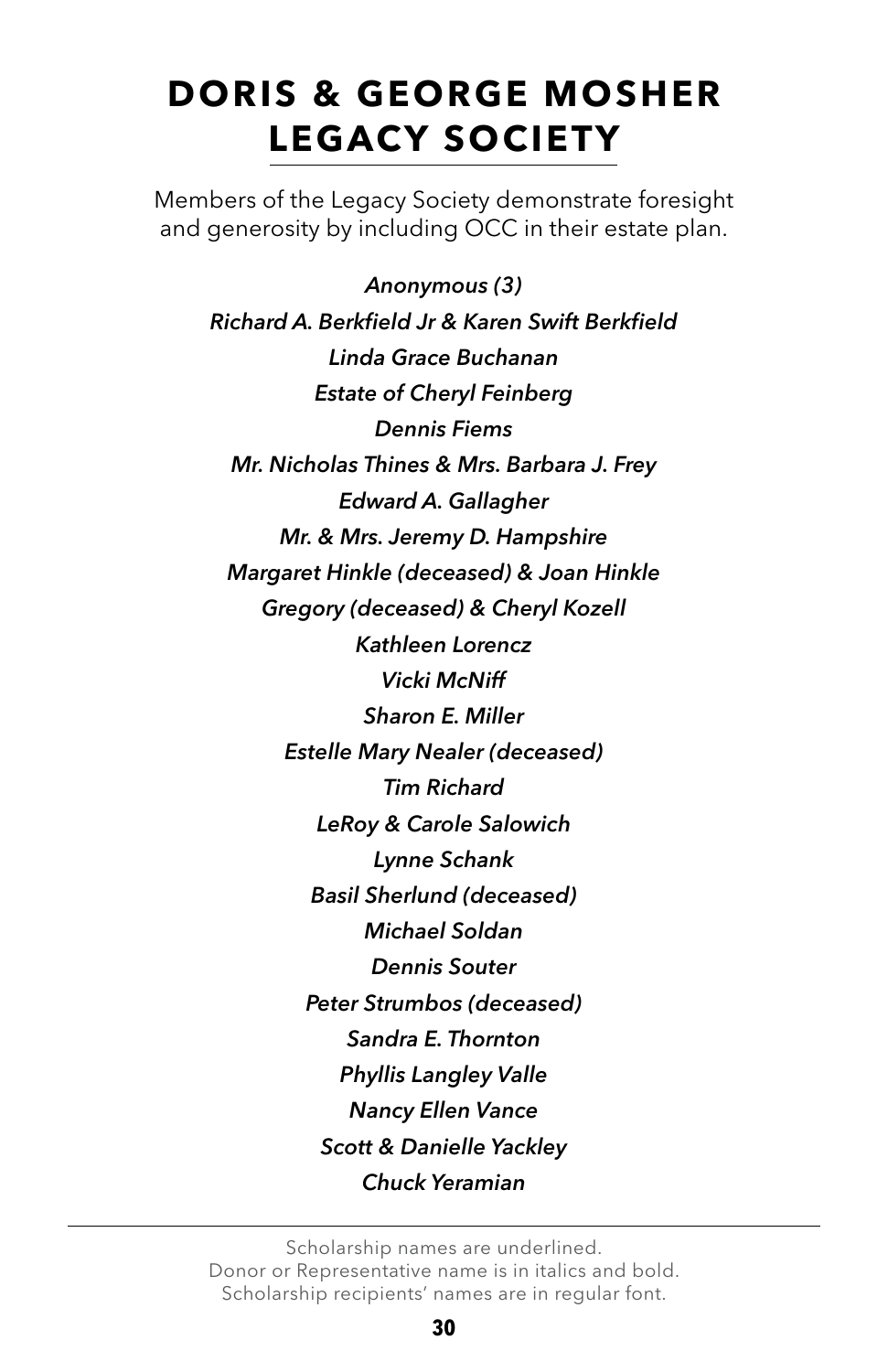# DORIS & GEORGE MOSHER LEGACY SOCIETY

Members of the Legacy Society demonstrate foresight and generosity by including OCC in their estate plan.

***Anonymous (3)***
***Richard A. Berkfield Jr & Karen Swift Berkfield***
***Linda Grace Buchanan***
***Estate of Cheryl Feinberg***
***Dennis Fiems***
***Mr. Nicholas Thines & Mrs. Barbara J. Frey***
***Edward A. Gallagher***
***Mr. & Mrs. Jeremy D. Hampshire***
***Margaret Hinkle (deceased) & Joan Hinkle***
***Gregory (deceased) & Cheryl Kozell***
***Kathleen Lorencz***
***Vicki McNiff***
***Sharon E. Miller***
***Estelle Mary Nealer (deceased)***
***Tim Richard***
***LeRoy & Carole Salowich***
***Lynne Schank***
***Basil Sherlund (deceased)***
***Michael Soldan***
***Dennis Souter***
***Peter Strumbos (deceased)***
***Sandra E. Thornton***
***Phyllis Langley Valle***
***Nancy Ellen Vance***
***Scott & Danielle Yackley***
***Chuck Yeramian***

---

Scholarship names are underlined.
Donor or Representative name is in italics and bold.
Scholarship recipients' names are in regular font.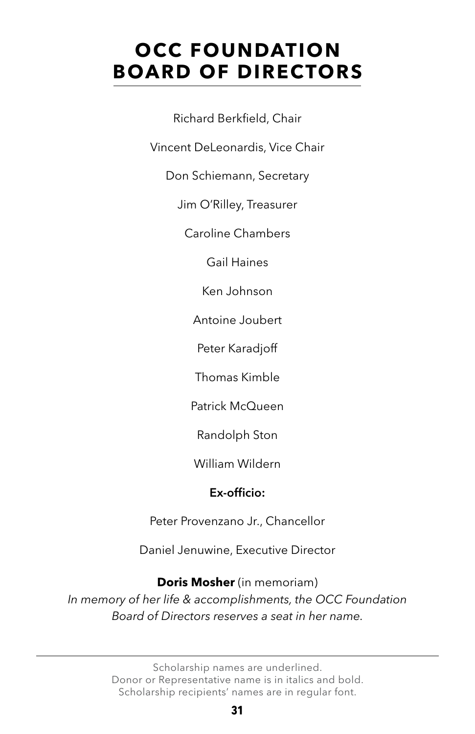# OCC FOUNDATION BOARD OF DIRECTORS

Richard Berkfield, Chair

Vincent DeLeonardis, Vice Chair

Don Schiemann, Secretary

Jim O'Rilley, Treasurer

Caroline Chambers

Gail Haines

Ken Johnson

Antoine Joubert

Peter Karadjoff

Thomas Kimble

Patrick McQueen

Randolph Ston

William Wildern

**Ex-officio:**

Peter Provenzano Jr., Chancellor

Daniel Jenuwine, Executive Director

**Doris Mosher** (in memoriam)
*In memory of her life & accomplishments, the OCC Foundation Board of Directors reserves a seat in her name.*

---

Scholarship names are underlined.
Donor or Representative name is in italics and bold.
Scholarship recipients' names are in regular font.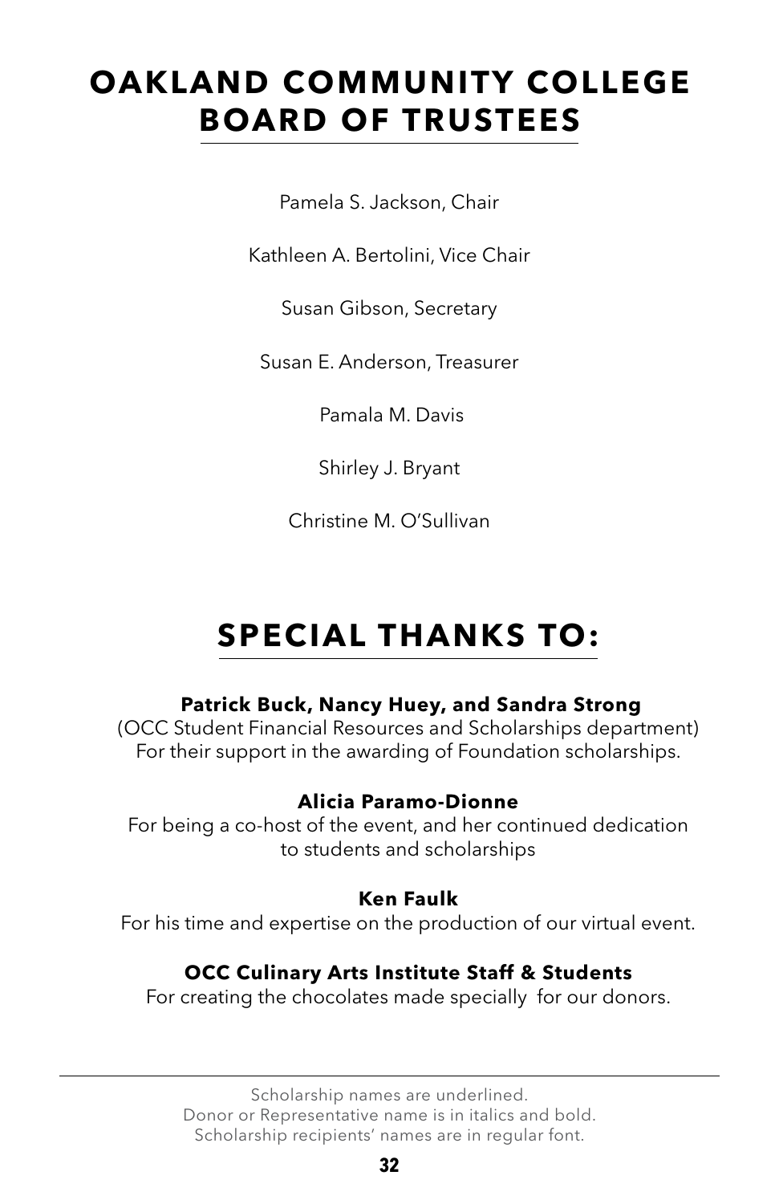# OAKLAND COMMUNITY COLLEGE BOARD OF TRUSTEES

Pamela S. Jackson, Chair

Kathleen A. Bertolini, Vice Chair

Susan Gibson, Secretary

Susan E. Anderson, Treasurer

Pamala M. Davis

Shirley J. Bryant

Christine M. O'Sullivan

# SPECIAL THANKS TO:

**Patrick Buck, Nancy Huey, and Sandra Strong**
(OCC Student Financial Resources and Scholarships department)
For their support in the awarding of Foundation scholarships.

**Alicia Paramo-Dionne**
For being a co-host of the event, and her continued dedication to students and scholarships

**Ken Faulk**
For his time and expertise on the production of our virtual event.

**OCC Culinary Arts Institute Staff & Students**
For creating the chocolates made specially for our donors.

---

Scholarship names are underlined.
Donor or Representative name is in italics and bold.
Scholarship recipients' names are in regular font.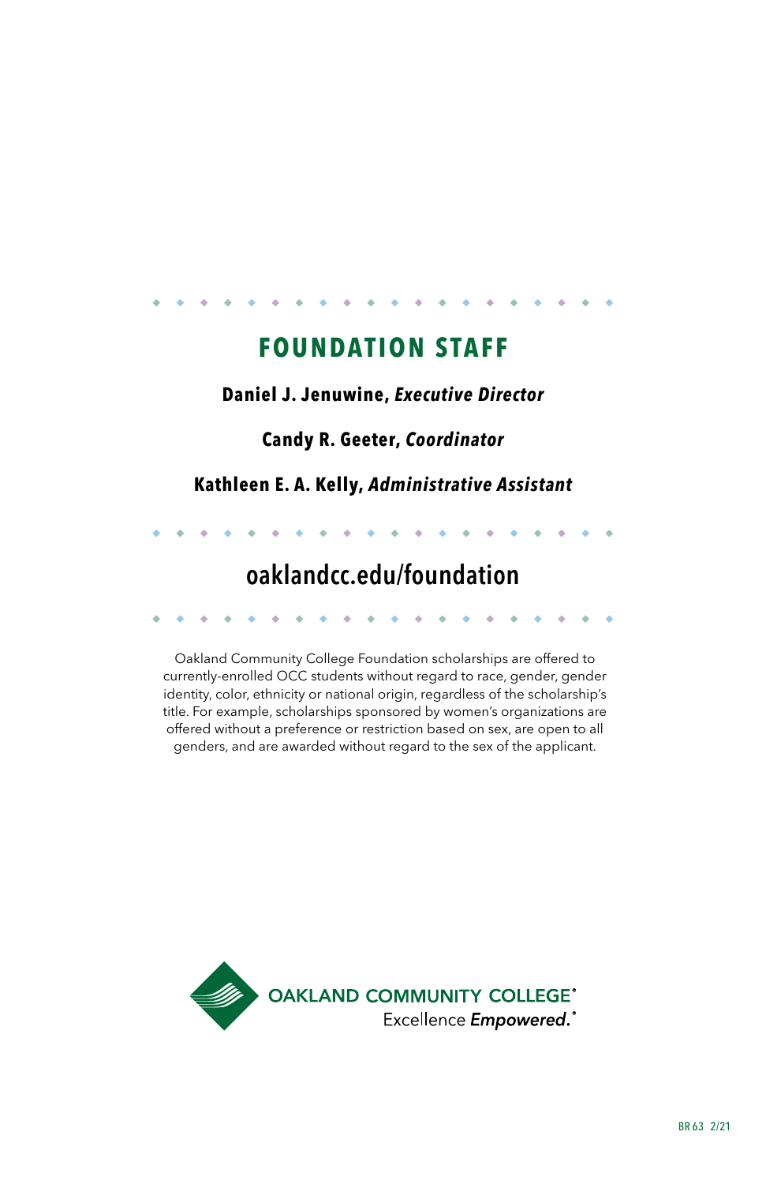## FOUNDATION STAFF

**Daniel J. Jenuwine, *Executive Director***

**Candy R. Geeter, *Coordinator***

**Kathleen E. A. Kelly, *Administrative Assistant***

**oaklandcc.edu/foundation**

Oakland Community College Foundation scholarships are offered to currently-enrolled OCC students without regard to race, gender, gender identity, color, ethnicity or national origin, regardless of the scholarship's title. For example, scholarships sponsored by women's organizations are offered without a preference or restriction based on sex, are open to all genders, and are awarded without regard to the sex of the applicant.

OAKLAND COMMUNITY COLLEGE®
Excellence *Empowered.*®

BR 63 2/21